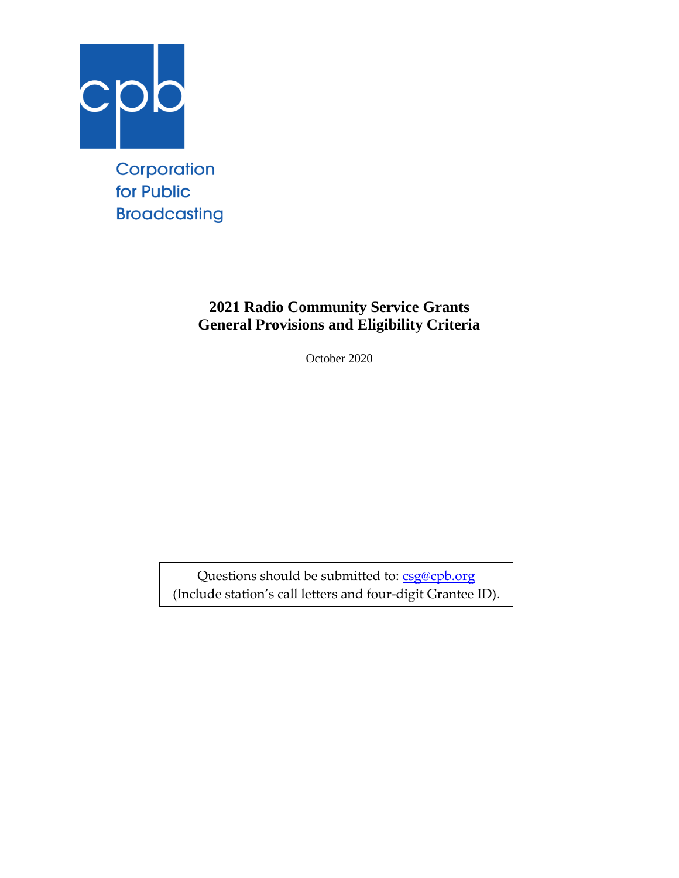Corporation for Public Broadcasting

# 2021 Radio Community Service Grants General Provisions and Eligibility Criteria

October 2020

Questions should be submitted to: csg@cpb.org
(Include station's call letters and four-digit Grantee ID).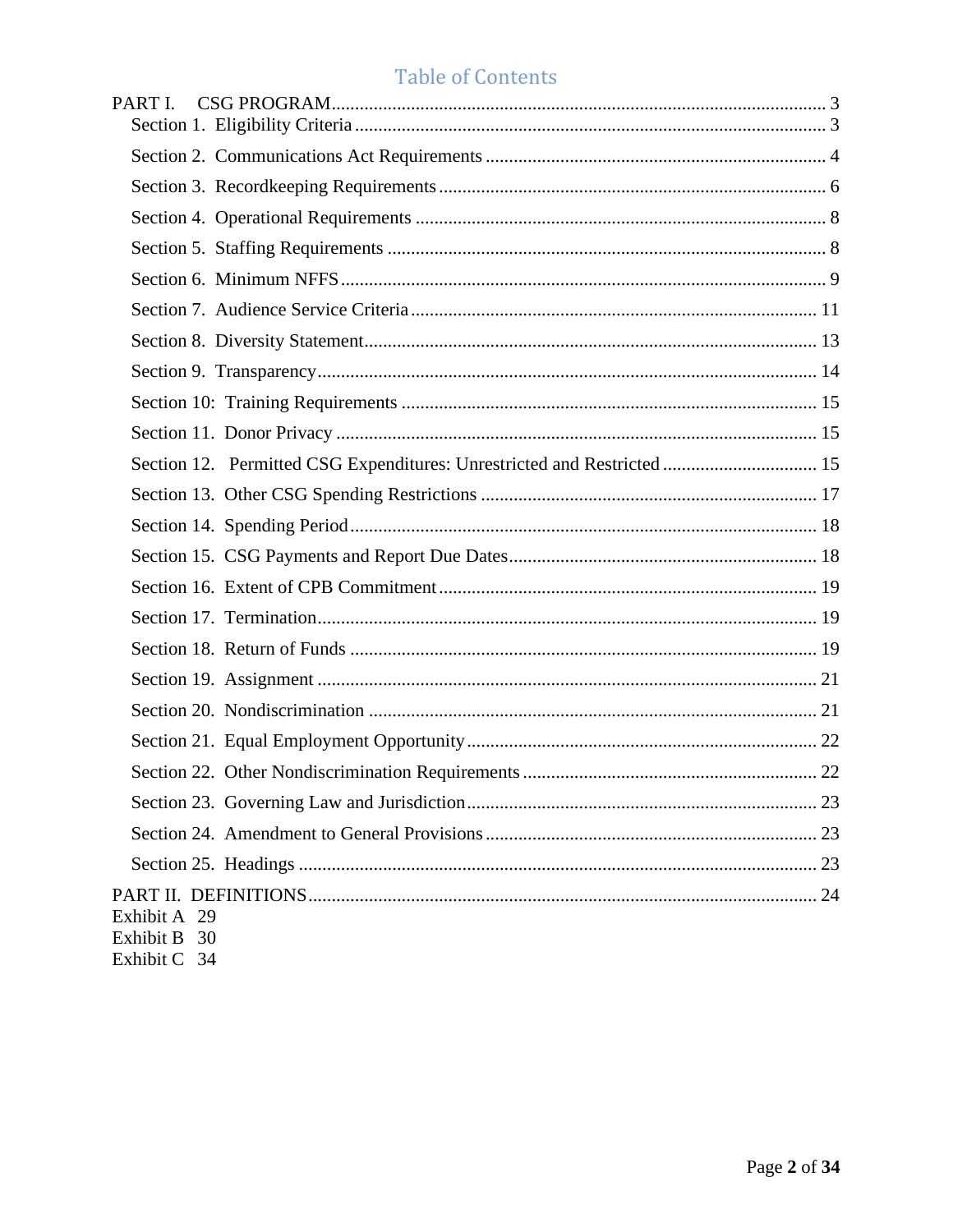# Table of Contents

PART I. CSG PROGRAM ... 3

- Section 1. Eligibility Criteria ... 3
- Section 2. Communications Act Requirements ... 4
- Section 3. Recordkeeping Requirements ... 6
- Section 4. Operational Requirements ... 8
- Section 5. Staffing Requirements ... 8
- Section 6. Minimum NFFS ... 9
- Section 7. Audience Service Criteria ... 11
- Section 8. Diversity Statement ... 13
- Section 9. Transparency ... 14
- Section 10: Training Requirements ... 15
- Section 11. Donor Privacy ... 15
- Section 12. Permitted CSG Expenditures: Unrestricted and Restricted ... 15
- Section 13. Other CSG Spending Restrictions ... 17
- Section 14. Spending Period ... 18
- Section 15. CSG Payments and Report Due Dates ... 18
- Section 16. Extent of CPB Commitment ... 19
- Section 17. Termination ... 19
- Section 18. Return of Funds ... 19
- Section 19. Assignment ... 21
- Section 20. Nondiscrimination ... 21
- Section 21. Equal Employment Opportunity ... 22
- Section 22. Other Nondiscrimination Requirements ... 22
- Section 23. Governing Law and Jurisdiction ... 23
- Section 24. Amendment to General Provisions ... 23
- Section 25. Headings ... 23

PART II. DEFINITIONS ... 24

Exhibit A 29

Exhibit B 30

Exhibit C 34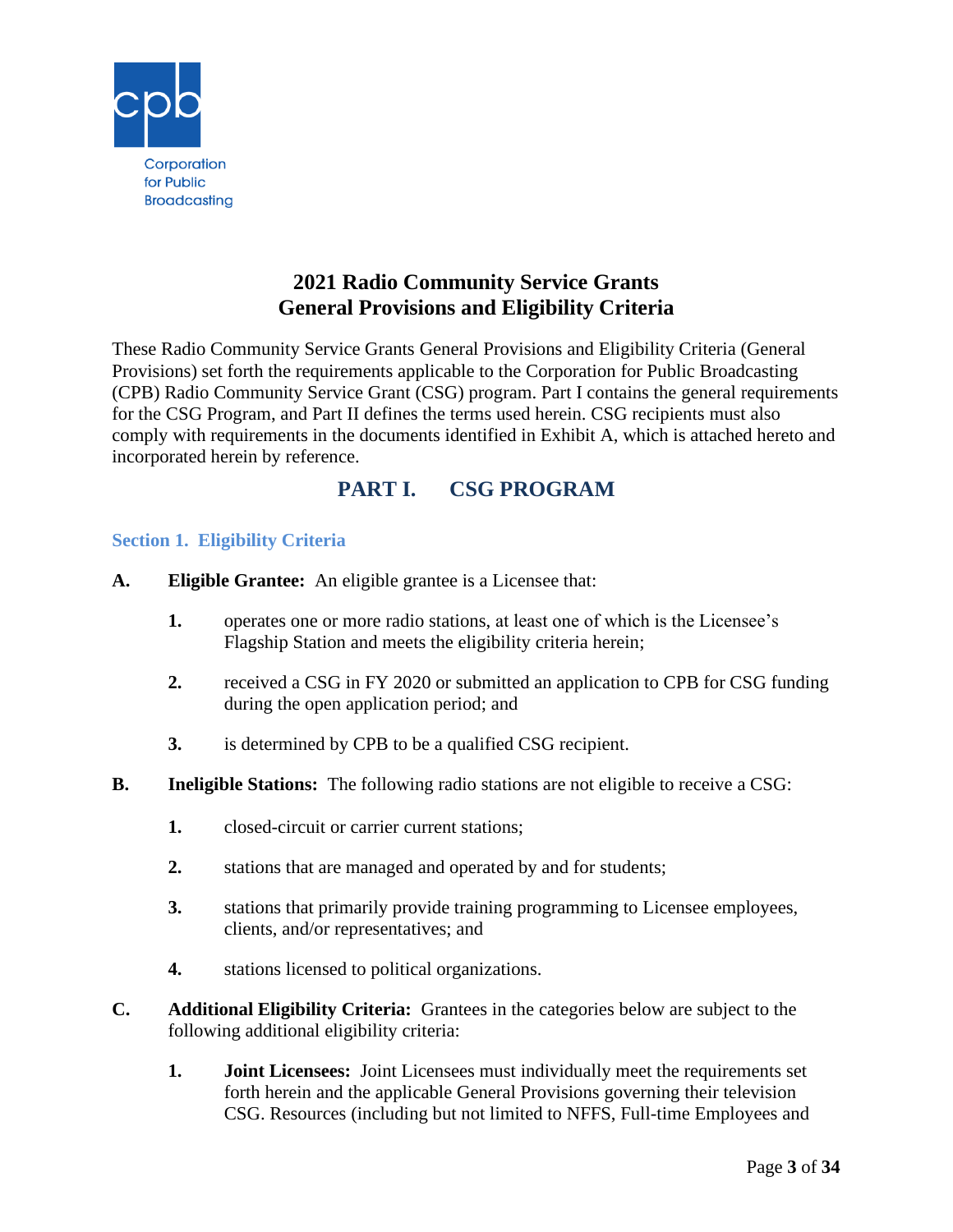# 2021 Radio Community Service Grants General Provisions and Eligibility Criteria

These Radio Community Service Grants General Provisions and Eligibility Criteria (General Provisions) set forth the requirements applicable to the Corporation for Public Broadcasting (CPB) Radio Community Service Grant (CSG) program. Part I contains the general requirements for the CSG Program, and Part II defines the terms used herein. CSG recipients must also comply with requirements in the documents identified in Exhibit A, which is attached hereto and incorporated herein by reference.

## PART I. CSG PROGRAM

### Section 1. Eligibility Criteria

**A. Eligible Grantee:** An eligible grantee is a Licensee that:

1. operates one or more radio stations, at least one of which is the Licensee's Flagship Station and meets the eligibility criteria herein;
2. received a CSG in FY 2020 or submitted an application to CPB for CSG funding during the open application period; and
3. is determined by CPB to be a qualified CSG recipient.

**B. Ineligible Stations:** The following radio stations are not eligible to receive a CSG:

1. closed-circuit or carrier current stations;
2. stations that are managed and operated by and for students;
3. stations that primarily provide training programming to Licensee employees, clients, and/or representatives; and
4. stations licensed to political organizations.

**C. Additional Eligibility Criteria:** Grantees in the categories below are subject to the following additional eligibility criteria:

1. **Joint Licensees:** Joint Licensees must individually meet the requirements set forth herein and the applicable General Provisions governing their television CSG. Resources (including but not limited to NFFS, Full-time Employees and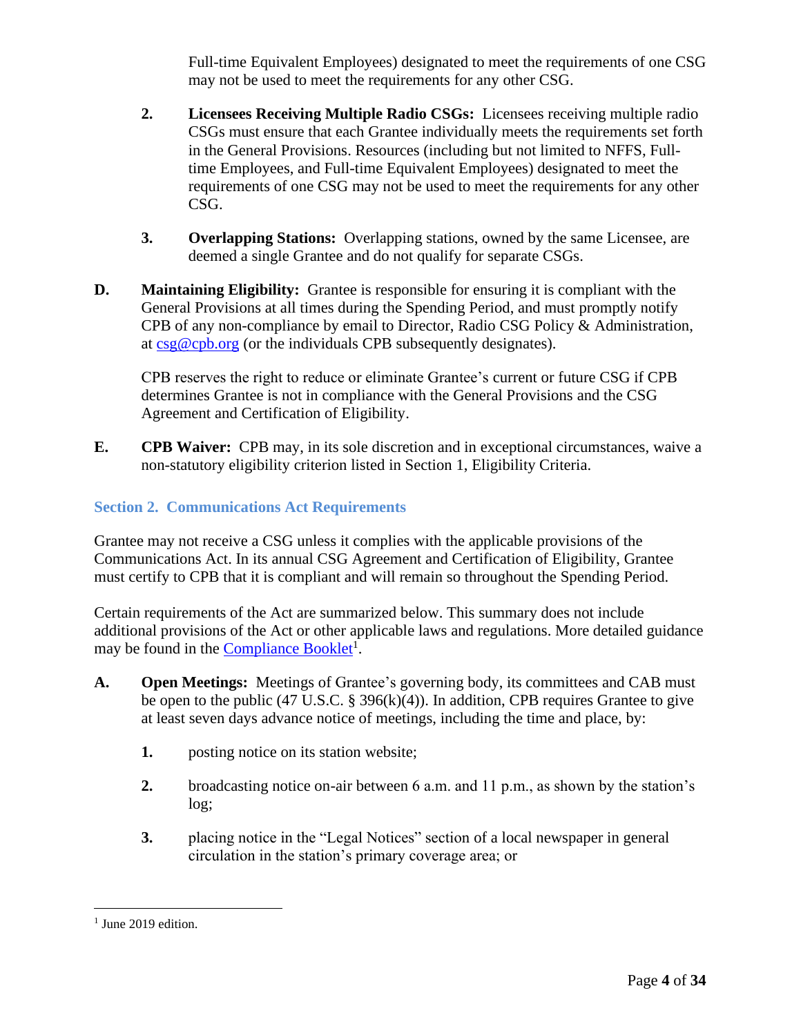Full-time Equivalent Employees) designated to meet the requirements of one CSG may not be used to meet the requirements for any other CSG.

2. **Licensees Receiving Multiple Radio CSGs:** Licensees receiving multiple radio CSGs must ensure that each Grantee individually meets the requirements set forth in the General Provisions. Resources (including but not limited to NFFS, Full-time Employees, and Full-time Equivalent Employees) designated to meet the requirements of one CSG may not be used to meet the requirements for any other CSG.

3. **Overlapping Stations:** Overlapping stations, owned by the same Licensee, are deemed a single Grantee and do not qualify for separate CSGs.

**D. Maintaining Eligibility:** Grantee is responsible for ensuring it is compliant with the General Provisions at all times during the Spending Period, and must promptly notify CPB of any non-compliance by email to Director, Radio CSG Policy & Administration, at [csg@cpb.org](mailto:csg@cpb.org) (or the individuals CPB subsequently designates).

CPB reserves the right to reduce or eliminate Grantee's current or future CSG if CPB determines Grantee is not in compliance with the General Provisions and the CSG Agreement and Certification of Eligibility.

**E. CPB Waiver:** CPB may, in its sole discretion and in exceptional circumstances, waive a non-statutory eligibility criterion listed in Section 1, Eligibility Criteria.

## Section 2. Communications Act Requirements

Grantee may not receive a CSG unless it complies with the applicable provisions of the Communications Act. In its annual CSG Agreement and Certification of Eligibility, Grantee must certify to CPB that it is compliant and will remain so throughout the Spending Period.

Certain requirements of the Act are summarized below. This summary does not include additional provisions of the Act or other applicable laws and regulations. More detailed guidance may be found in the Compliance Booklet[1].

**A. Open Meetings:** Meetings of Grantee's governing body, its committees and CAB must be open to the public (47 U.S.C. § 396(k)(4)). In addition, CPB requires Grantee to give at least seven days advance notice of meetings, including the time and place, by:

1. posting notice on its station website;

2. broadcasting notice on-air between 6 a.m. and 11 p.m., as shown by the station's log;

3. placing notice in the "Legal Notices" section of a local newspaper in general circulation in the station's primary coverage area; or

---

[1] June 2019 edition.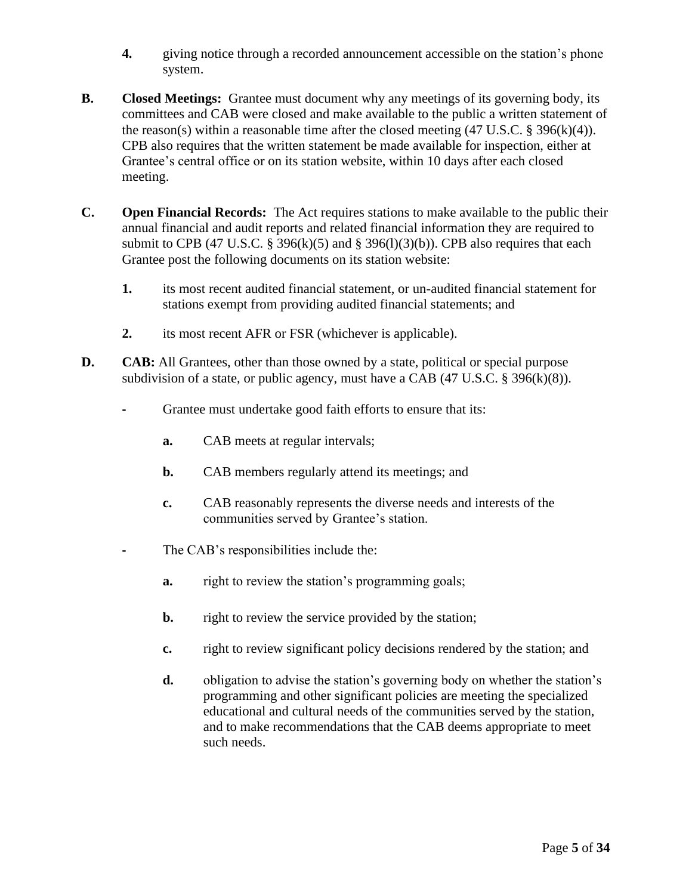4. giving notice through a recorded announcement accessible on the station's phone system.

**B.** **Closed Meetings:** Grantee must document why any meetings of its governing body, its committees and CAB were closed and make available to the public a written statement of the reason(s) within a reasonable time after the closed meeting (47 U.S.C. § 396(k)(4)). CPB also requires that the written statement be made available for inspection, either at Grantee's central office or on its station website, within 10 days after each closed meeting.

**C.** **Open Financial Records:** The Act requires stations to make available to the public their annual financial and audit reports and related financial information they are required to submit to CPB (47 U.S.C. § 396(k)(5) and § 396(l)(3)(b)). CPB also requires that each Grantee post the following documents on its station website:

1. its most recent audited financial statement, or un-audited financial statement for stations exempt from providing audited financial statements; and

2. its most recent AFR or FSR (whichever is applicable).

**D.** **CAB:** All Grantees, other than those owned by a state, political or special purpose subdivision of a state, or public agency, must have a CAB (47 U.S.C. § 396(k)(8)).

- Grantee must undertake good faith efforts to ensure that its:

  **a.** CAB meets at regular intervals;

  **b.** CAB members regularly attend its meetings; and

  **c.** CAB reasonably represents the diverse needs and interests of the communities served by Grantee's station.

- The CAB's responsibilities include the:

  **a.** right to review the station's programming goals;

  **b.** right to review the service provided by the station;

  **c.** right to review significant policy decisions rendered by the station; and

  **d.** obligation to advise the station's governing body on whether the station's programming and other significant policies are meeting the specialized educational and cultural needs of the communities served by the station, and to make recommendations that the CAB deems appropriate to meet such needs.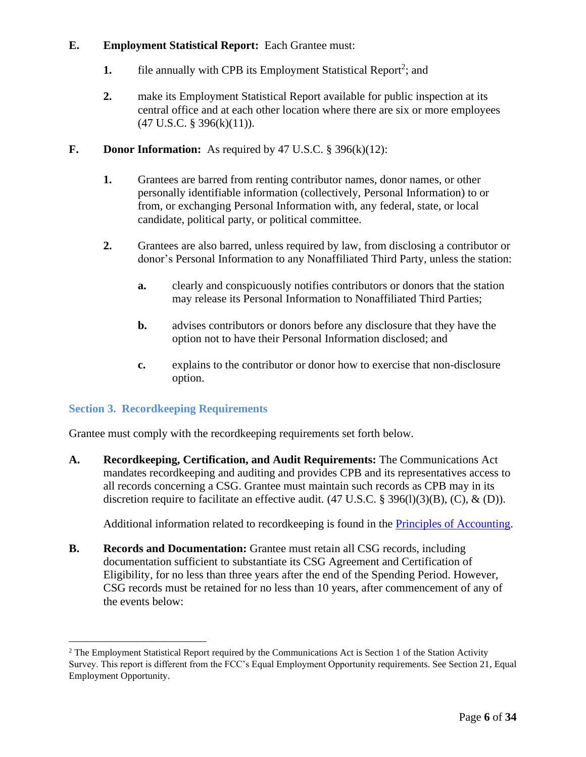**E.** **Employment Statistical Report:** Each Grantee must:

1. file annually with CPB its Employment Statistical Report[2]; and

2. make its Employment Statistical Report available for public inspection at its central office and at each other location where there are six or more employees (47 U.S.C. § 396(k)(11)).

**F.** **Donor Information:** As required by 47 U.S.C. § 396(k)(12):

1. Grantees are barred from renting contributor names, donor names, or other personally identifiable information (collectively, Personal Information) to or from, or exchanging Personal Information with, any federal, state, or local candidate, political party, or political committee.

2. Grantees are also barred, unless required by law, from disclosing a contributor or donor's Personal Information to any Nonaffiliated Third Party, unless the station:

   a. clearly and conspicuously notifies contributors or donors that the station may release its Personal Information to Nonaffiliated Third Parties;

   b. advises contributors or donors before any disclosure that they have the option not to have their Personal Information disclosed; and

   c. explains to the contributor or donor how to exercise that non-disclosure option.

## Section 3. Recordkeeping Requirements

Grantee must comply with the recordkeeping requirements set forth below.

**A.** **Recordkeeping, Certification, and Audit Requirements:** The Communications Act mandates recordkeeping and auditing and provides CPB and its representatives access to all records concerning a CSG. Grantee must maintain such records as CPB may in its discretion require to facilitate an effective audit. (47 U.S.C. § 396(l)(3)(B), (C), & (D)).

Additional information related to recordkeeping is found in the Principles of Accounting.

**B.** **Records and Documentation:** Grantee must retain all CSG records, including documentation sufficient to substantiate its CSG Agreement and Certification of Eligibility, for no less than three years after the end of the Spending Period. However, CSG records must be retained for no less than 10 years, after commencement of any of the events below:

---

[2] The Employment Statistical Report required by the Communications Act is Section 1 of the Station Activity Survey. This report is different from the FCC's Equal Employment Opportunity requirements. See Section 21, Equal Employment Opportunity.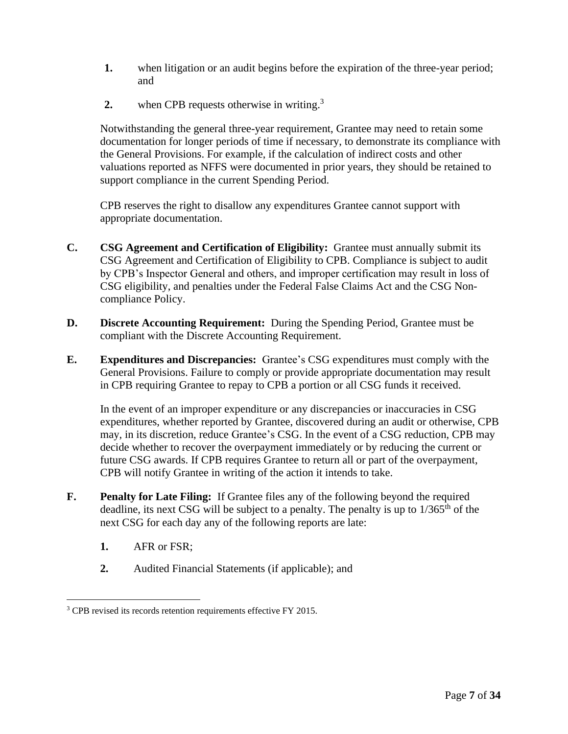1. when litigation or an audit begins before the expiration of the three-year period; and

2. when CPB requests otherwise in writing.[3]

Notwithstanding the general three-year requirement, Grantee may need to retain some documentation for longer periods of time if necessary, to demonstrate its compliance with the General Provisions. For example, if the calculation of indirect costs and other valuations reported as NFFS were documented in prior years, they should be retained to support compliance in the current Spending Period.

CPB reserves the right to disallow any expenditures Grantee cannot support with appropriate documentation.

**C. CSG Agreement and Certification of Eligibility:** Grantee must annually submit its CSG Agreement and Certification of Eligibility to CPB. Compliance is subject to audit by CPB's Inspector General and others, and improper certification may result in loss of CSG eligibility, and penalties under the Federal False Claims Act and the CSG Non-compliance Policy.

**D. Discrete Accounting Requirement:** During the Spending Period, Grantee must be compliant with the Discrete Accounting Requirement.

**E. Expenditures and Discrepancies:** Grantee's CSG expenditures must comply with the General Provisions. Failure to comply or provide appropriate documentation may result in CPB requiring Grantee to repay to CPB a portion or all CSG funds it received.

In the event of an improper expenditure or any discrepancies or inaccuracies in CSG expenditures, whether reported by Grantee, discovered during an audit or otherwise, CPB may, in its discretion, reduce Grantee's CSG. In the event of a CSG reduction, CPB may decide whether to recover the overpayment immediately or by reducing the current or future CSG awards. If CPB requires Grantee to return all or part of the overpayment, CPB will notify Grantee in writing of the action it intends to take.

**F. Penalty for Late Filing:** If Grantee files any of the following beyond the required deadline, its next CSG will be subject to a penalty. The penalty is up to 1/365th of the next CSG for each day any of the following reports are late:

1. AFR or FSR;

2. Audited Financial Statements (if applicable); and

[3] CPB revised its records retention requirements effective FY 2015.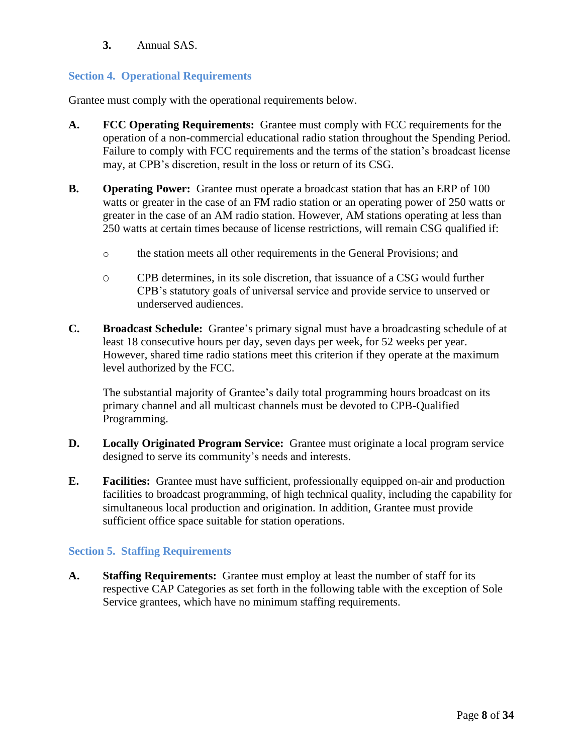**3.** Annual SAS.

## Section 4. Operational Requirements

Grantee must comply with the operational requirements below.

**A. FCC Operating Requirements:** Grantee must comply with FCC requirements for the operation of a non-commercial educational radio station throughout the Spending Period. Failure to comply with FCC requirements and the terms of the station's broadcast license may, at CPB's discretion, result in the loss or return of its CSG.

**B. Operating Power:** Grantee must operate a broadcast station that has an ERP of 100 watts or greater in the case of an FM radio station or an operating power of 250 watts or greater in the case of an AM radio station. However, AM stations operating at less than 250 watts at certain times because of license restrictions, will remain CSG qualified if:

- the station meets all other requirements in the General Provisions; and
- CPB determines, in its sole discretion, that issuance of a CSG would further CPB's statutory goals of universal service and provide service to unserved or underserved audiences.

**C. Broadcast Schedule:** Grantee's primary signal must have a broadcasting schedule of at least 18 consecutive hours per day, seven days per week, for 52 weeks per year. However, shared time radio stations meet this criterion if they operate at the maximum level authorized by the FCC.

The substantial majority of Grantee's daily total programming hours broadcast on its primary channel and all multicast channels must be devoted to CPB-Qualified Programming.

**D. Locally Originated Program Service:** Grantee must originate a local program service designed to serve its community's needs and interests.

**E. Facilities:** Grantee must have sufficient, professionally equipped on-air and production facilities to broadcast programming, of high technical quality, including the capability for simultaneous local production and origination. In addition, Grantee must provide sufficient office space suitable for station operations.

## Section 5. Staffing Requirements

**A. Staffing Requirements:** Grantee must employ at least the number of staff for its respective CAP Categories as set forth in the following table with the exception of Sole Service grantees, which have no minimum staffing requirements.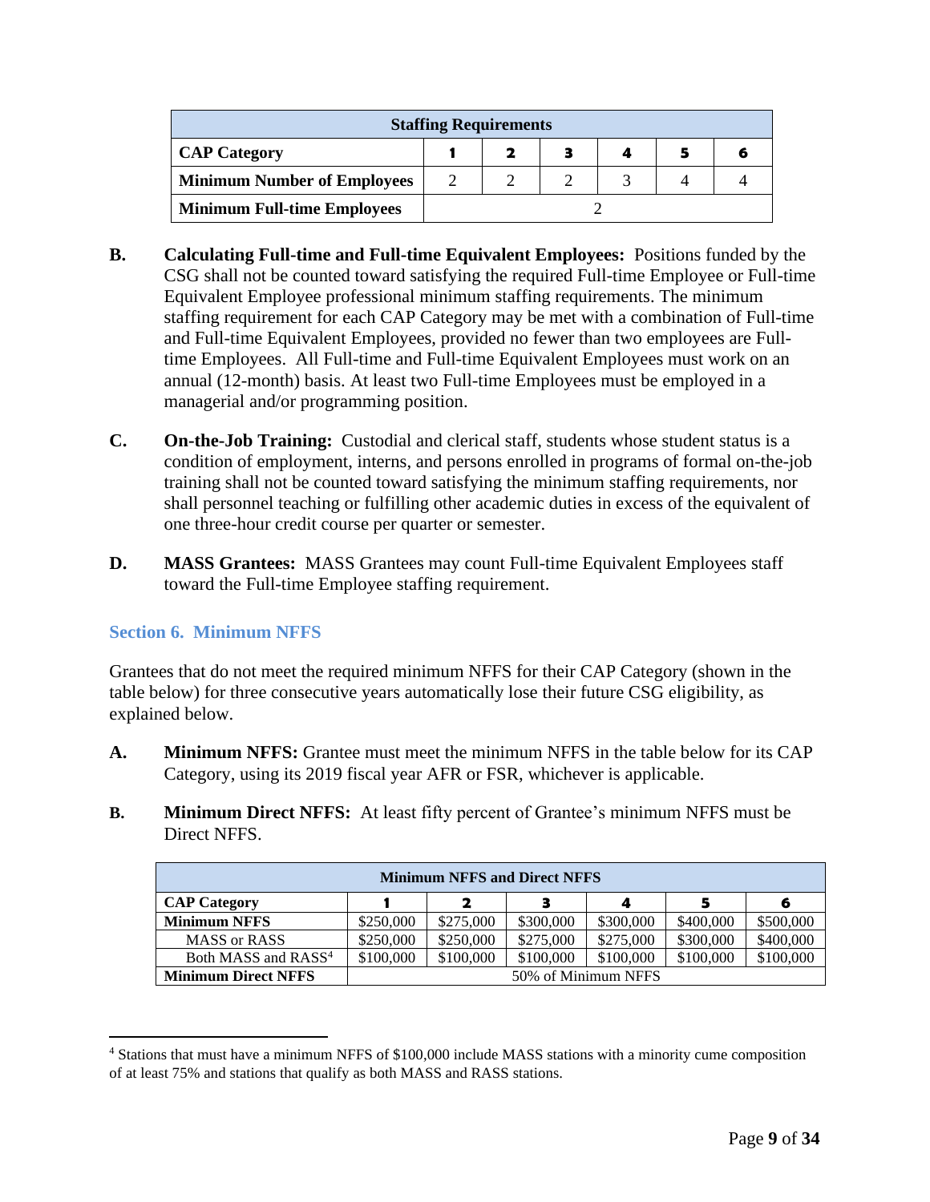| Staffing Requirements | | | | | | |
|---|---|---|---|---|---|---|
| **CAP Category** | **1** | **2** | **3** | **4** | **5** | **6** |
| **Minimum Number of Employees** | 2 | 2 | 2 | 3 | 4 | 4 |
| **Minimum Full-time Employees** | 2 | | | | | |

**B. Calculating Full-time and Full-time Equivalent Employees:** Positions funded by the CSG shall not be counted toward satisfying the required Full-time Employee or Full-time Equivalent Employee professional minimum staffing requirements. The minimum staffing requirement for each CAP Category may be met with a combination of Full-time and Full-time Equivalent Employees, provided no fewer than two employees are Full-time Employees. All Full-time and Full-time Equivalent Employees must work on an annual (12-month) basis. At least two Full-time Employees must be employed in a managerial and/or programming position.

**C. On-the-Job Training:** Custodial and clerical staff, students whose student status is a condition of employment, interns, and persons enrolled in programs of formal on-the-job training shall not be counted toward satisfying the minimum staffing requirements, nor shall personnel teaching or fulfilling other academic duties in excess of the equivalent of one three-hour credit course per quarter or semester.

**D. MASS Grantees:** MASS Grantees may count Full-time Equivalent Employees staff toward the Full-time Employee staffing requirement.

## Section 6. Minimum NFFS

Grantees that do not meet the required minimum NFFS for their CAP Category (shown in the table below) for three consecutive years automatically lose their future CSG eligibility, as explained below.

**A. Minimum NFFS:** Grantee must meet the minimum NFFS in the table below for its CAP Category, using its 2019 fiscal year AFR or FSR, whichever is applicable.

**B. Minimum Direct NFFS:** At least fifty percent of Grantee's minimum NFFS must be Direct NFFS.

| Minimum NFFS and Direct NFFS | | | | | | |
|---|---|---|---|---|---|---|
| **CAP Category** | **1** | **2** | **3** | **4** | **5** | **6** |
| **Minimum NFFS** | $250,000 | $275,000 | $300,000 | $300,000 | $400,000 | $500,000 |
| MASS or RASS | $250,000 | $250,000 | $275,000 | $275,000 | $300,000 | $400,000 |
| Both MASS and RASS[4] | $100,000 | $100,000 | $100,000 | $100,000 | $100,000 | $100,000 |
| **Minimum Direct NFFS** | 50% of Minimum NFFS | | | | | |

[4] Stations that must have a minimum NFFS of $100,000 include MASS stations with a minority cume composition of at least 75% and stations that qualify as both MASS and RASS stations.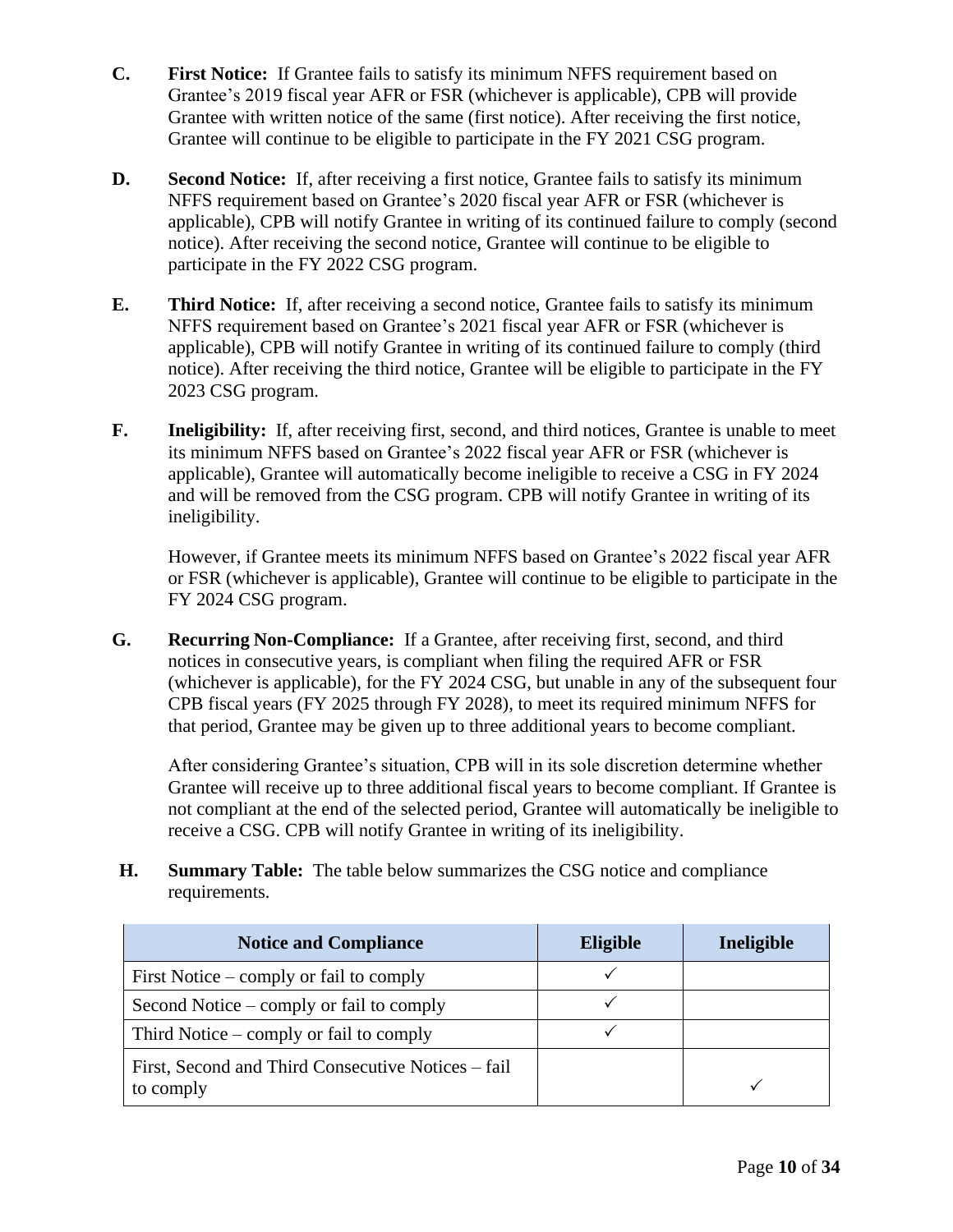**C. First Notice:** If Grantee fails to satisfy its minimum NFFS requirement based on Grantee's 2019 fiscal year AFR or FSR (whichever is applicable), CPB will provide Grantee with written notice of the same (first notice). After receiving the first notice, Grantee will continue to be eligible to participate in the FY 2021 CSG program.

**D. Second Notice:** If, after receiving a first notice, Grantee fails to satisfy its minimum NFFS requirement based on Grantee's 2020 fiscal year AFR or FSR (whichever is applicable), CPB will notify Grantee in writing of its continued failure to comply (second notice). After receiving the second notice, Grantee will continue to be eligible to participate in the FY 2022 CSG program.

**E. Third Notice:** If, after receiving a second notice, Grantee fails to satisfy its minimum NFFS requirement based on Grantee's 2021 fiscal year AFR or FSR (whichever is applicable), CPB will notify Grantee in writing of its continued failure to comply (third notice). After receiving the third notice, Grantee will be eligible to participate in the FY 2023 CSG program.

**F. Ineligibility:** If, after receiving first, second, and third notices, Grantee is unable to meet its minimum NFFS based on Grantee's 2022 fiscal year AFR or FSR (whichever is applicable), Grantee will automatically become ineligible to receive a CSG in FY 2024 and will be removed from the CSG program. CPB will notify Grantee in writing of its ineligibility.

However, if Grantee meets its minimum NFFS based on Grantee's 2022 fiscal year AFR or FSR (whichever is applicable), Grantee will continue to be eligible to participate in the FY 2024 CSG program.

**G. Recurring Non-Compliance:** If a Grantee, after receiving first, second, and third notices in consecutive years, is compliant when filing the required AFR or FSR (whichever is applicable), for the FY 2024 CSG, but unable in any of the subsequent four CPB fiscal years (FY 2025 through FY 2028), to meet its required minimum NFFS for that period, Grantee may be given up to three additional years to become compliant.

After considering Grantee's situation, CPB will in its sole discretion determine whether Grantee will receive up to three additional fiscal years to become compliant. If Grantee is not compliant at the end of the selected period, Grantee will automatically be ineligible to receive a CSG. CPB will notify Grantee in writing of its ineligibility.

**H. Summary Table:** The table below summarizes the CSG notice and compliance requirements.

| Notice and Compliance | Eligible | Ineligible |
|---|---|---|
| First Notice – comply or fail to comply | ✓ | |
| Second Notice – comply or fail to comply | ✓ | |
| Third Notice – comply or fail to comply | ✓ | |
| First, Second and Third Consecutive Notices – fail to comply | | ✓ |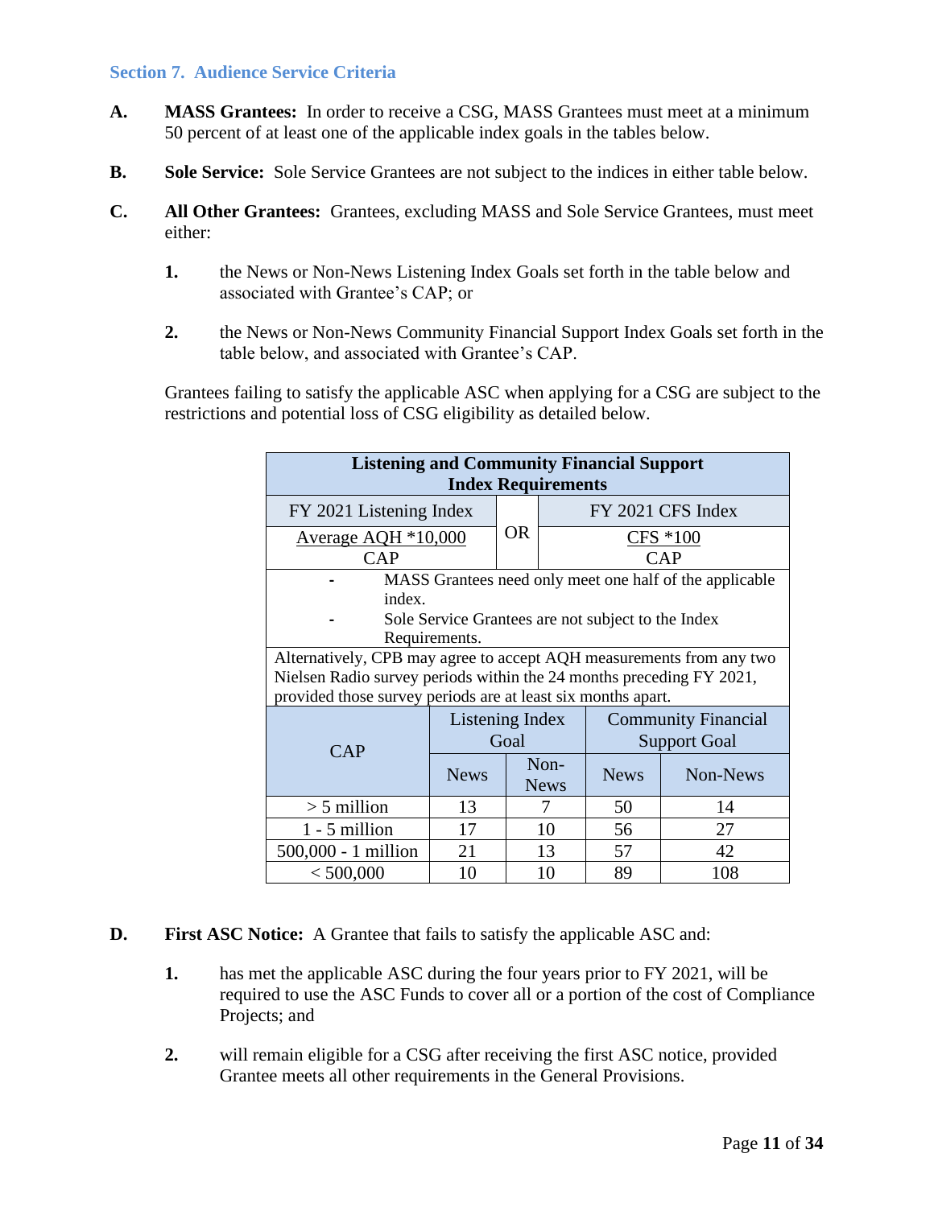### Section 7. Audience Service Criteria

**A. MASS Grantees:** In order to receive a CSG, MASS Grantees must meet at a minimum 50 percent of at least one of the applicable index goals in the tables below.

**B. Sole Service:** Sole Service Grantees are not subject to the indices in either table below.

**C. All Other Grantees:** Grantees, excluding MASS and Sole Service Grantees, must meet either:

1. the News or Non-News Listening Index Goals set forth in the table below and associated with Grantee's CAP; or

2. the News or Non-News Community Financial Support Index Goals set forth in the table below, and associated with Grantee's CAP.

Grantees failing to satisfy the applicable ASC when applying for a CSG are subject to the restrictions and potential loss of CSG eligibility as detailed below.

| Listening and Community Financial Support Index Requirements | | | |
|---|---|---|---|
| FY 2021 Listening Index | | FY 2021 CFS Index | |
| $\frac{\text{Average AQH} * 10{,}000}{\text{CAP}}$ | OR | $\frac{\text{CFS} * 100}{\text{CAP}}$ | |

- MASS Grantees need only meet one half of the applicable index.
- Sole Service Grantees are not subject to the Index Requirements.

Alternatively, CPB may agree to accept AQH measurements from any two Nielsen Radio survey periods within the 24 months preceding FY 2021, provided those survey periods are at least six months apart.

| CAP | Listening Index Goal | | Community Financial Support Goal | |
|---|---|---|---|---|
| | News | Non-News | News | Non-News |
| > 5 million | 13 | 7 | 50 | 14 |
| 1 - 5 million | 17 | 10 | 56 | 27 |
| 500,000 - 1 million | 21 | 13 | 57 | 42 |
| < 500,000 | 10 | 10 | 89 | 108 |

**D. First ASC Notice:** A Grantee that fails to satisfy the applicable ASC and:

1. has met the applicable ASC during the four years prior to FY 2021, will be required to use the ASC Funds to cover all or a portion of the cost of Compliance Projects; and

2. will remain eligible for a CSG after receiving the first ASC notice, provided Grantee meets all other requirements in the General Provisions.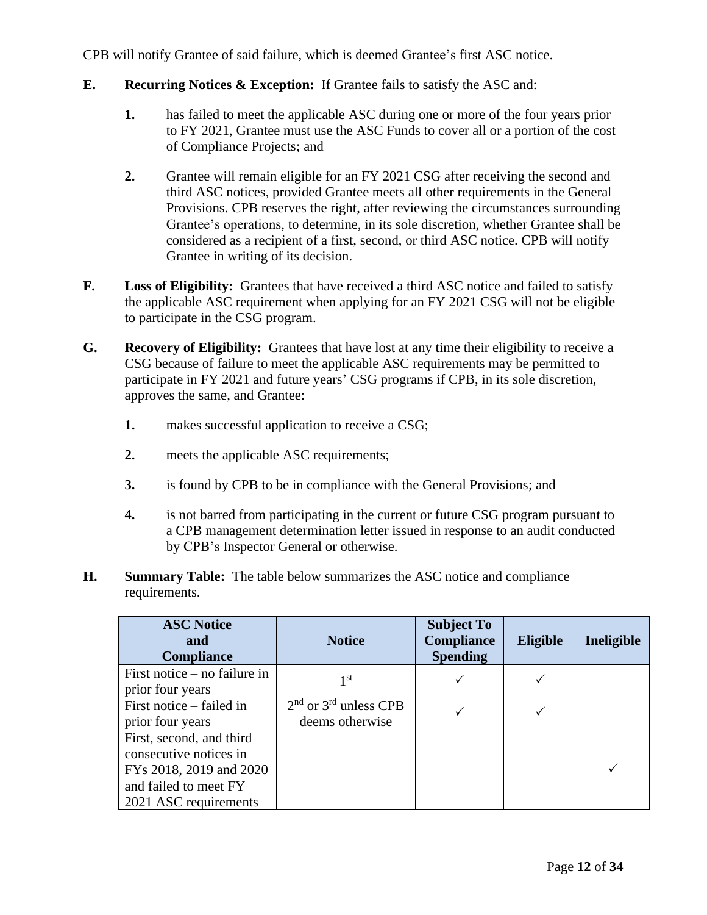CPB will notify Grantee of said failure, which is deemed Grantee's first ASC notice.

**E.** **Recurring Notices & Exception:** If Grantee fails to satisfy the ASC and:

**1.** has failed to meet the applicable ASC during one or more of the four years prior to FY 2021, Grantee must use the ASC Funds to cover all or a portion of the cost of Compliance Projects; and

**2.** Grantee will remain eligible for an FY 2021 CSG after receiving the second and third ASC notices, provided Grantee meets all other requirements in the General Provisions. CPB reserves the right, after reviewing the circumstances surrounding Grantee's operations, to determine, in its sole discretion, whether Grantee shall be considered as a recipient of a first, second, or third ASC notice. CPB will notify Grantee in writing of its decision.

**F.** **Loss of Eligibility:** Grantees that have received a third ASC notice and failed to satisfy the applicable ASC requirement when applying for an FY 2021 CSG will not be eligible to participate in the CSG program.

**G.** **Recovery of Eligibility:** Grantees that have lost at any time their eligibility to receive a CSG because of failure to meet the applicable ASC requirements may be permitted to participate in FY 2021 and future years' CSG programs if CPB, in its sole discretion, approves the same, and Grantee:

**1.** makes successful application to receive a CSG;

**2.** meets the applicable ASC requirements;

**3.** is found by CPB to be in compliance with the General Provisions; and

**4.** is not barred from participating in the current or future CSG program pursuant to a CPB management determination letter issued in response to an audit conducted by CPB's Inspector General or otherwise.

**H.** **Summary Table:** The table below summarizes the ASC notice and compliance requirements.

| ASC Notice and Compliance | Notice | Subject To Compliance Spending | Eligible | Ineligible |
|---|---|---|---|---|
| First notice – no failure in prior four years | 1st | ✓ | ✓ | |
| First notice – failed in prior four years | 2nd or 3rd unless CPB deems otherwise | ✓ | ✓ | |
| First, second, and third consecutive notices in FYs 2018, 2019 and 2020 and failed to meet FY 2021 ASC requirements | | | | ✓ |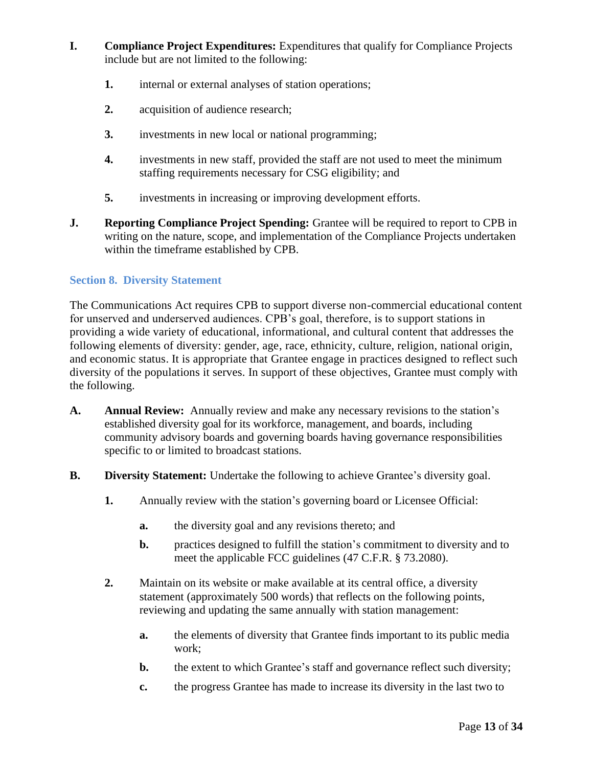**I.** **Compliance Project Expenditures:** Expenditures that qualify for Compliance Projects include but are not limited to the following:

1. internal or external analyses of station operations;
2. acquisition of audience research;
3. investments in new local or national programming;
4. investments in new staff, provided the staff are not used to meet the minimum staffing requirements necessary for CSG eligibility; and
5. investments in increasing or improving development efforts.

**J.** **Reporting Compliance Project Spending:** Grantee will be required to report to CPB in writing on the nature, scope, and implementation of the Compliance Projects undertaken within the timeframe established by CPB.

## Section 8. Diversity Statement

The Communications Act requires CPB to support diverse non-commercial educational content for unserved and underserved audiences. CPB's goal, therefore, is to support stations in providing a wide variety of educational, informational, and cultural content that addresses the following elements of diversity: gender, age, race, ethnicity, culture, religion, national origin, and economic status. It is appropriate that Grantee engage in practices designed to reflect such diversity of the populations it serves. In support of these objectives, Grantee must comply with the following.

**A.** **Annual Review:** Annually review and make any necessary revisions to the station's established diversity goal for its workforce, management, and boards, including community advisory boards and governing boards having governance responsibilities specific to or limited to broadcast stations.

**B.** **Diversity Statement:** Undertake the following to achieve Grantee's diversity goal.

1. Annually review with the station's governing board or Licensee Official:
   - **a.** the diversity goal and any revisions thereto; and
   - **b.** practices designed to fulfill the station's commitment to diversity and to meet the applicable FCC guidelines (47 C.F.R. § 73.2080).
2. Maintain on its website or make available at its central office, a diversity statement (approximately 500 words) that reflects on the following points, reviewing and updating the same annually with station management:
   - **a.** the elements of diversity that Grantee finds important to its public media work;
   - **b.** the extent to which Grantee's staff and governance reflect such diversity;
   - **c.** the progress Grantee has made to increase its diversity in the last two to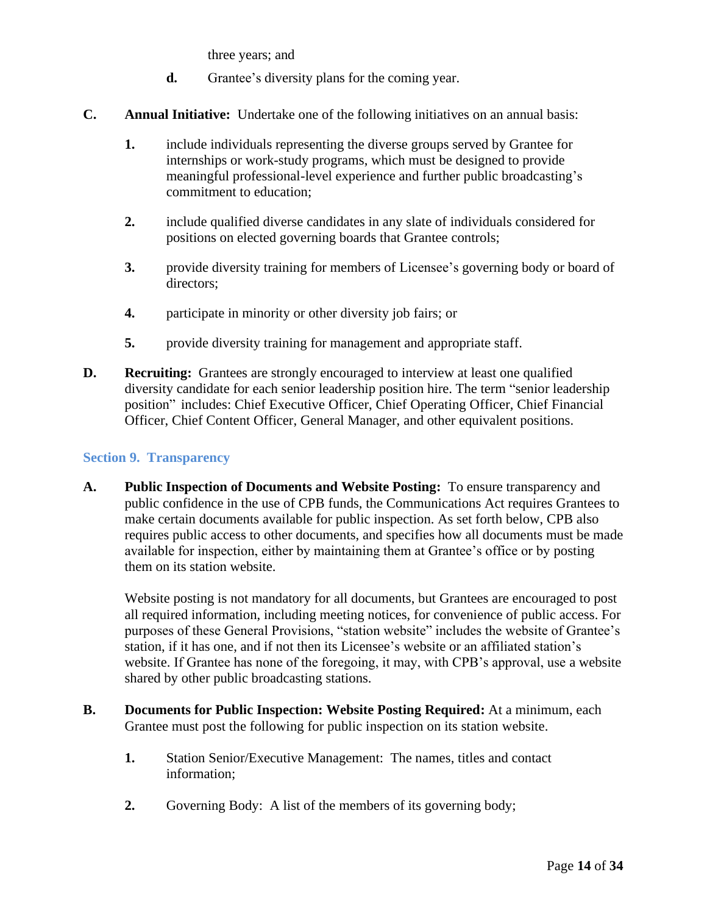three years; and

**d.** Grantee's diversity plans for the coming year.

**C. Annual Initiative:** Undertake one of the following initiatives on an annual basis:

**1.** include individuals representing the diverse groups served by Grantee for internships or work-study programs, which must be designed to provide meaningful professional-level experience and further public broadcasting's commitment to education;

**2.** include qualified diverse candidates in any slate of individuals considered for positions on elected governing boards that Grantee controls;

**3.** provide diversity training for members of Licensee's governing body or board of directors;

**4.** participate in minority or other diversity job fairs; or

**5.** provide diversity training for management and appropriate staff.

**D. Recruiting:** Grantees are strongly encouraged to interview at least one qualified diversity candidate for each senior leadership position hire. The term "senior leadership position" includes: Chief Executive Officer, Chief Operating Officer, Chief Financial Officer, Chief Content Officer, General Manager, and other equivalent positions.

## Section 9. Transparency

**A. Public Inspection of Documents and Website Posting:** To ensure transparency and public confidence in the use of CPB funds, the Communications Act requires Grantees to make certain documents available for public inspection. As set forth below, CPB also requires public access to other documents, and specifies how all documents must be made available for inspection, either by maintaining them at Grantee's office or by posting them on its station website.

Website posting is not mandatory for all documents, but Grantees are encouraged to post all required information, including meeting notices, for convenience of public access. For purposes of these General Provisions, "station website" includes the website of Grantee's station, if it has one, and if not then its Licensee's website or an affiliated station's website. If Grantee has none of the foregoing, it may, with CPB's approval, use a website shared by other public broadcasting stations.

**B. Documents for Public Inspection: Website Posting Required:** At a minimum, each Grantee must post the following for public inspection on its station website.

**1.** Station Senior/Executive Management: The names, titles and contact information;

**2.** Governing Body: A list of the members of its governing body;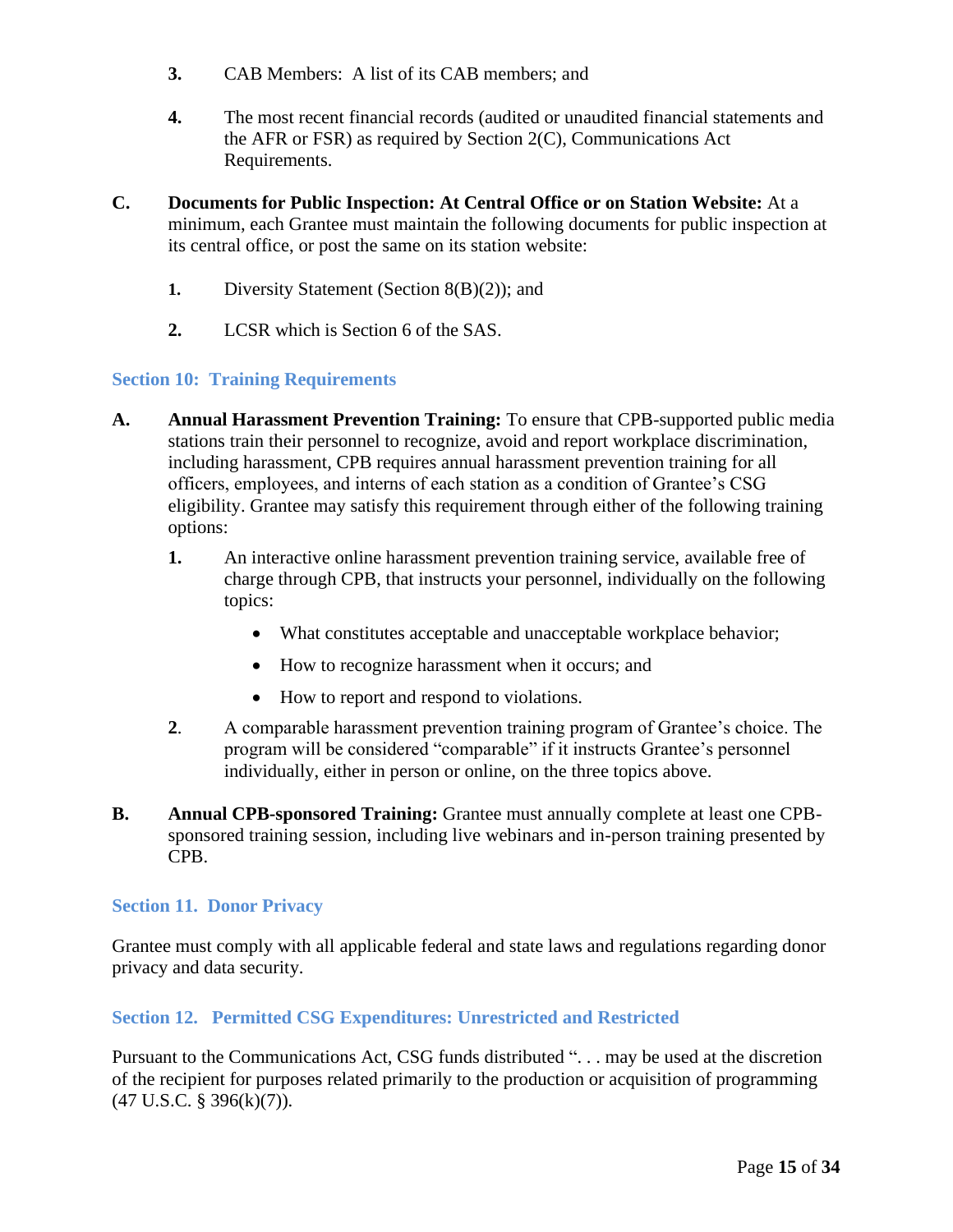3. CAB Members: A list of its CAB members; and

4. The most recent financial records (audited or unaudited financial statements and the AFR or FSR) as required by Section 2(C), Communications Act Requirements.

**C. Documents for Public Inspection: At Central Office or on Station Website:** At a minimum, each Grantee must maintain the following documents for public inspection at its central office, or post the same on its station website:

1. Diversity Statement (Section 8(B)(2)); and

2. LCSR which is Section 6 of the SAS.

## Section 10: Training Requirements

**A. Annual Harassment Prevention Training:** To ensure that CPB-supported public media stations train their personnel to recognize, avoid and report workplace discrimination, including harassment, CPB requires annual harassment prevention training for all officers, employees, and interns of each station as a condition of Grantee's CSG eligibility. Grantee may satisfy this requirement through either of the following training options:

1. An interactive online harassment prevention training service, available free of charge through CPB, that instructs your personnel, individually on the following topics:
   - What constitutes acceptable and unacceptable workplace behavior;
   - How to recognize harassment when it occurs; and
   - How to report and respond to violations.

2. A comparable harassment prevention training program of Grantee's choice. The program will be considered "comparable" if it instructs Grantee's personnel individually, either in person or online, on the three topics above.

**B. Annual CPB-sponsored Training:** Grantee must annually complete at least one CPB-sponsored training session, including live webinars and in-person training presented by CPB.

## Section 11. Donor Privacy

Grantee must comply with all applicable federal and state laws and regulations regarding donor privacy and data security.

## Section 12. Permitted CSG Expenditures: Unrestricted and Restricted

Pursuant to the Communications Act, CSG funds distributed ". . . may be used at the discretion of the recipient for purposes related primarily to the production or acquisition of programming (47 U.S.C. § 396(k)(7)).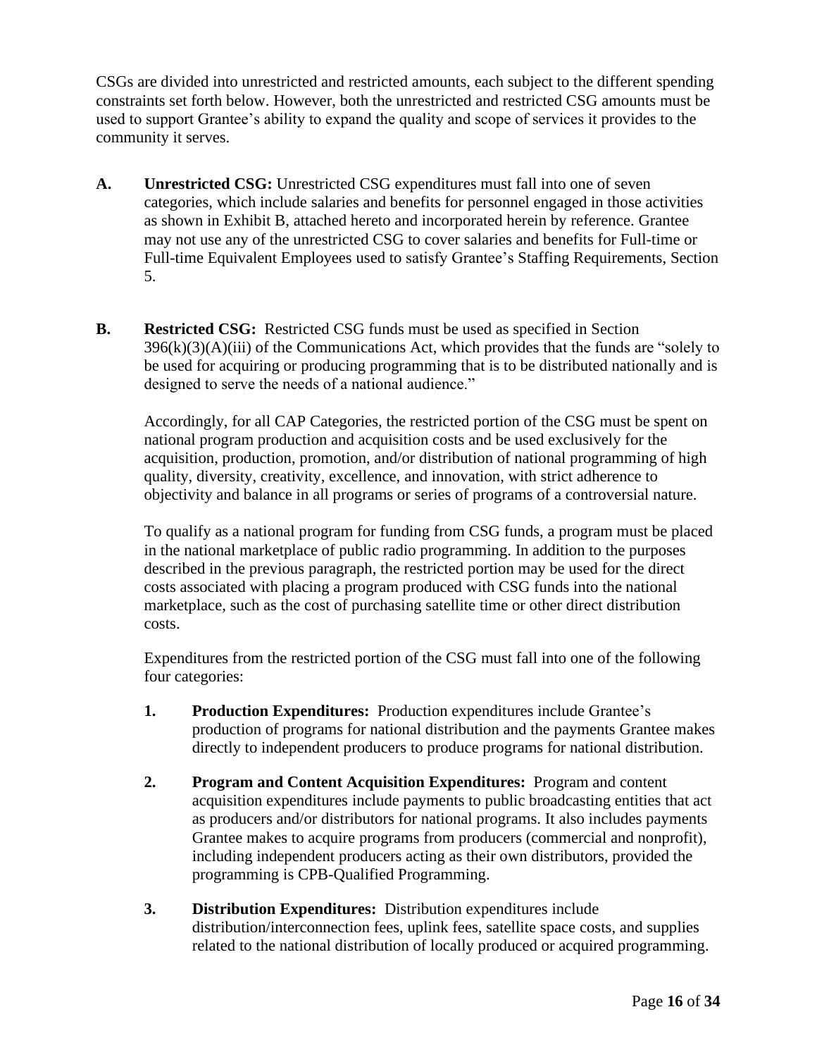CSGs are divided into unrestricted and restricted amounts, each subject to the different spending constraints set forth below. However, both the unrestricted and restricted CSG amounts must be used to support Grantee's ability to expand the quality and scope of services it provides to the community it serves.

**A. Unrestricted CSG:** Unrestricted CSG expenditures must fall into one of seven categories, which include salaries and benefits for personnel engaged in those activities as shown in Exhibit B, attached hereto and incorporated herein by reference. Grantee may not use any of the unrestricted CSG to cover salaries and benefits for Full-time or Full-time Equivalent Employees used to satisfy Grantee's Staffing Requirements, Section 5.

**B. Restricted CSG:** Restricted CSG funds must be used as specified in Section 396(k)(3)(A)(iii) of the Communications Act, which provides that the funds are "solely to be used for acquiring or producing programming that is to be distributed nationally and is designed to serve the needs of a national audience."

Accordingly, for all CAP Categories, the restricted portion of the CSG must be spent on national program production and acquisition costs and be used exclusively for the acquisition, production, promotion, and/or distribution of national programming of high quality, diversity, creativity, excellence, and innovation, with strict adherence to objectivity and balance in all programs or series of programs of a controversial nature.

To qualify as a national program for funding from CSG funds, a program must be placed in the national marketplace of public radio programming. In addition to the purposes described in the previous paragraph, the restricted portion may be used for the direct costs associated with placing a program produced with CSG funds into the national marketplace, such as the cost of purchasing satellite time or other direct distribution costs.

Expenditures from the restricted portion of the CSG must fall into one of the following four categories:

1. **Production Expenditures:** Production expenditures include Grantee's production of programs for national distribution and the payments Grantee makes directly to independent producers to produce programs for national distribution.

2. **Program and Content Acquisition Expenditures:** Program and content acquisition expenditures include payments to public broadcasting entities that act as producers and/or distributors for national programs. It also includes payments Grantee makes to acquire programs from producers (commercial and nonprofit), including independent producers acting as their own distributors, provided the programming is CPB-Qualified Programming.

3. **Distribution Expenditures:** Distribution expenditures include distribution/interconnection fees, uplink fees, satellite space costs, and supplies related to the national distribution of locally produced or acquired programming.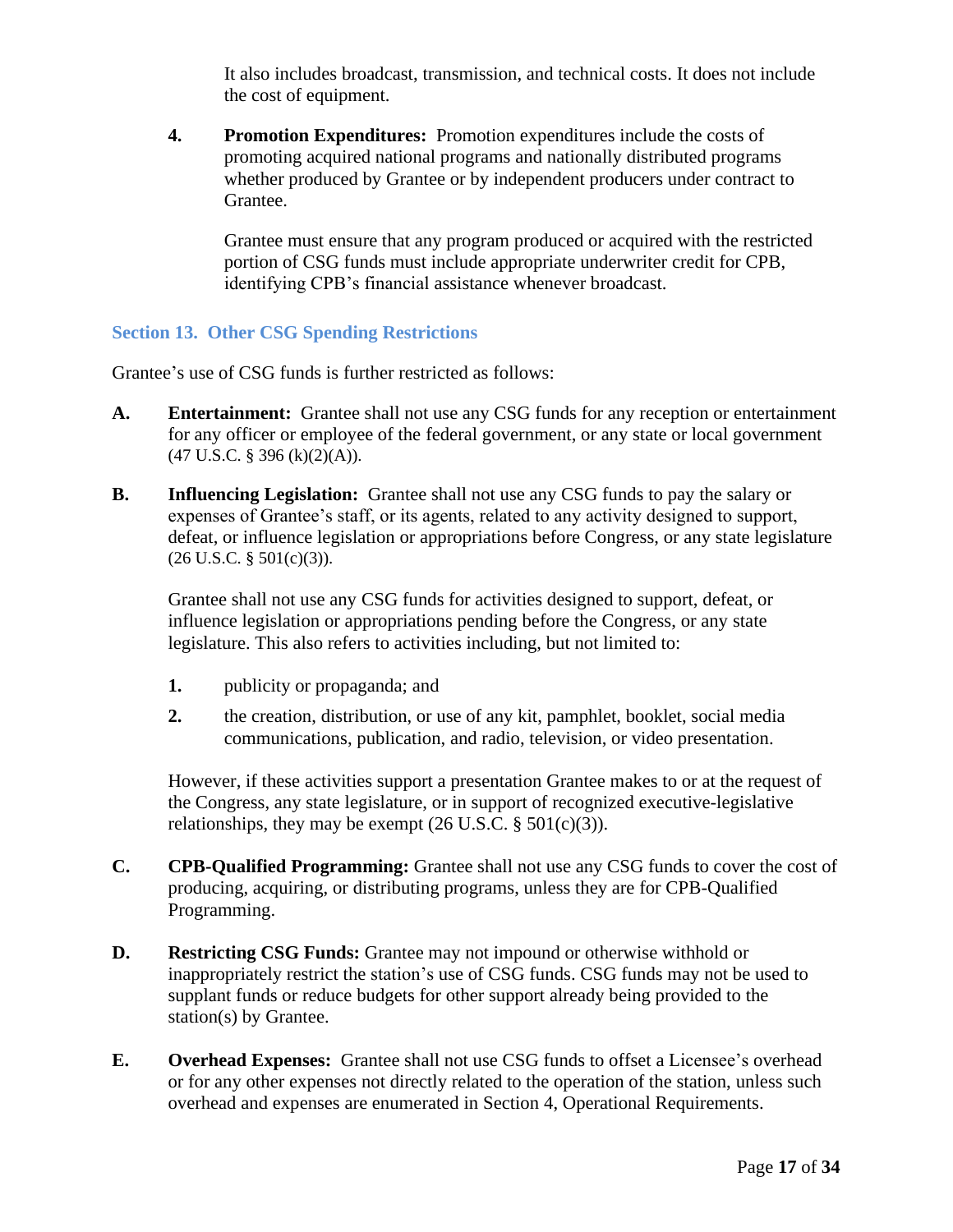It also includes broadcast, transmission, and technical costs. It does not include the cost of equipment.

4. **Promotion Expenditures:** Promotion expenditures include the costs of promoting acquired national programs and nationally distributed programs whether produced by Grantee or by independent producers under contract to Grantee.

   Grantee must ensure that any program produced or acquired with the restricted portion of CSG funds must include appropriate underwriter credit for CPB, identifying CPB's financial assistance whenever broadcast.

## Section 13. Other CSG Spending Restrictions

Grantee's use of CSG funds is further restricted as follows:

**A. Entertainment:** Grantee shall not use any CSG funds for any reception or entertainment for any officer or employee of the federal government, or any state or local government (47 U.S.C. § 396 (k)(2)(A)).

**B. Influencing Legislation:** Grantee shall not use any CSG funds to pay the salary or expenses of Grantee's staff, or its agents, related to any activity designed to support, defeat, or influence legislation or appropriations before Congress, or any state legislature (26 U.S.C. § 501(c)(3)).

Grantee shall not use any CSG funds for activities designed to support, defeat, or influence legislation or appropriations pending before the Congress, or any state legislature. This also refers to activities including, but not limited to:

1. publicity or propaganda; and
2. the creation, distribution, or use of any kit, pamphlet, booklet, social media communications, publication, and radio, television, or video presentation.

However, if these activities support a presentation Grantee makes to or at the request of the Congress, any state legislature, or in support of recognized executive-legislative relationships, they may be exempt (26 U.S.C. § 501(c)(3)).

**C. CPB-Qualified Programming:** Grantee shall not use any CSG funds to cover the cost of producing, acquiring, or distributing programs, unless they are for CPB-Qualified Programming.

**D. Restricting CSG Funds:** Grantee may not impound or otherwise withhold or inappropriately restrict the station's use of CSG funds. CSG funds may not be used to supplant funds or reduce budgets for other support already being provided to the station(s) by Grantee.

**E. Overhead Expenses:** Grantee shall not use CSG funds to offset a Licensee's overhead or for any other expenses not directly related to the operation of the station, unless such overhead and expenses are enumerated in Section 4, Operational Requirements.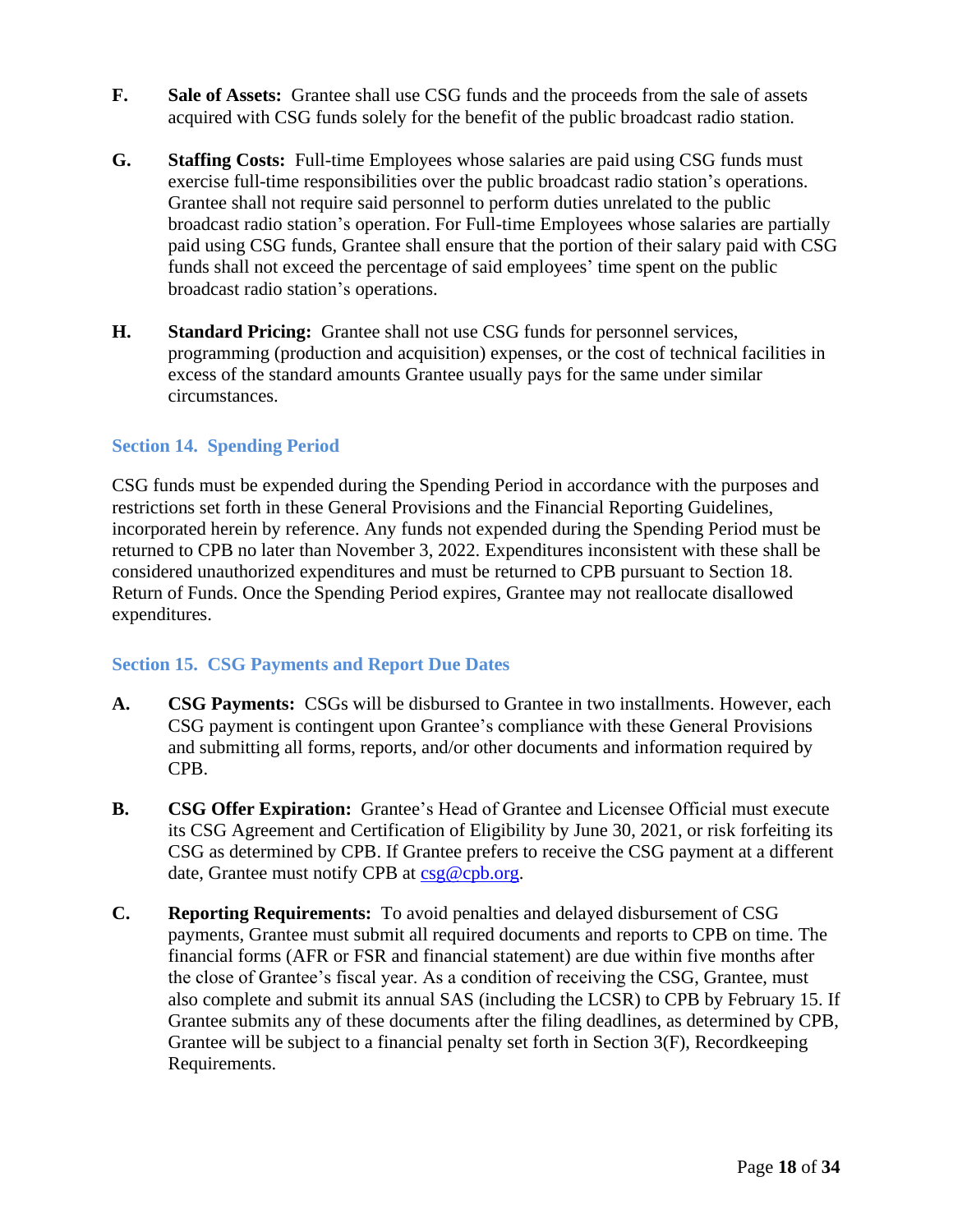**F.** **Sale of Assets:** Grantee shall use CSG funds and the proceeds from the sale of assets acquired with CSG funds solely for the benefit of the public broadcast radio station.

**G.** **Staffing Costs:** Full-time Employees whose salaries are paid using CSG funds must exercise full-time responsibilities over the public broadcast radio station's operations. Grantee shall not require said personnel to perform duties unrelated to the public broadcast radio station's operation. For Full-time Employees whose salaries are partially paid using CSG funds, Grantee shall ensure that the portion of their salary paid with CSG funds shall not exceed the percentage of said employees' time spent on the public broadcast radio station's operations.

**H.** **Standard Pricing:** Grantee shall not use CSG funds for personnel services, programming (production and acquisition) expenses, or the cost of technical facilities in excess of the standard amounts Grantee usually pays for the same under similar circumstances.

### Section 14. Spending Period

CSG funds must be expended during the Spending Period in accordance with the purposes and restrictions set forth in these General Provisions and the Financial Reporting Guidelines, incorporated herein by reference. Any funds not expended during the Spending Period must be returned to CPB no later than November 3, 2022. Expenditures inconsistent with these shall be considered unauthorized expenditures and must be returned to CPB pursuant to Section 18. Return of Funds. Once the Spending Period expires, Grantee may not reallocate disallowed expenditures.

### Section 15. CSG Payments and Report Due Dates

**A.** **CSG Payments:** CSGs will be disbursed to Grantee in two installments. However, each CSG payment is contingent upon Grantee's compliance with these General Provisions and submitting all forms, reports, and/or other documents and information required by CPB.

**B.** **CSG Offer Expiration:** Grantee's Head of Grantee and Licensee Official must execute its CSG Agreement and Certification of Eligibility by June 30, 2021, or risk forfeiting its CSG as determined by CPB. If Grantee prefers to receive the CSG payment at a different date, Grantee must notify CPB at csg@cpb.org.

**C.** **Reporting Requirements:** To avoid penalties and delayed disbursement of CSG payments, Grantee must submit all required documents and reports to CPB on time. The financial forms (AFR or FSR and financial statement) are due within five months after the close of Grantee's fiscal year. As a condition of receiving the CSG, Grantee, must also complete and submit its annual SAS (including the LCSR) to CPB by February 15. If Grantee submits any of these documents after the filing deadlines, as determined by CPB, Grantee will be subject to a financial penalty set forth in Section 3(F), Recordkeeping Requirements.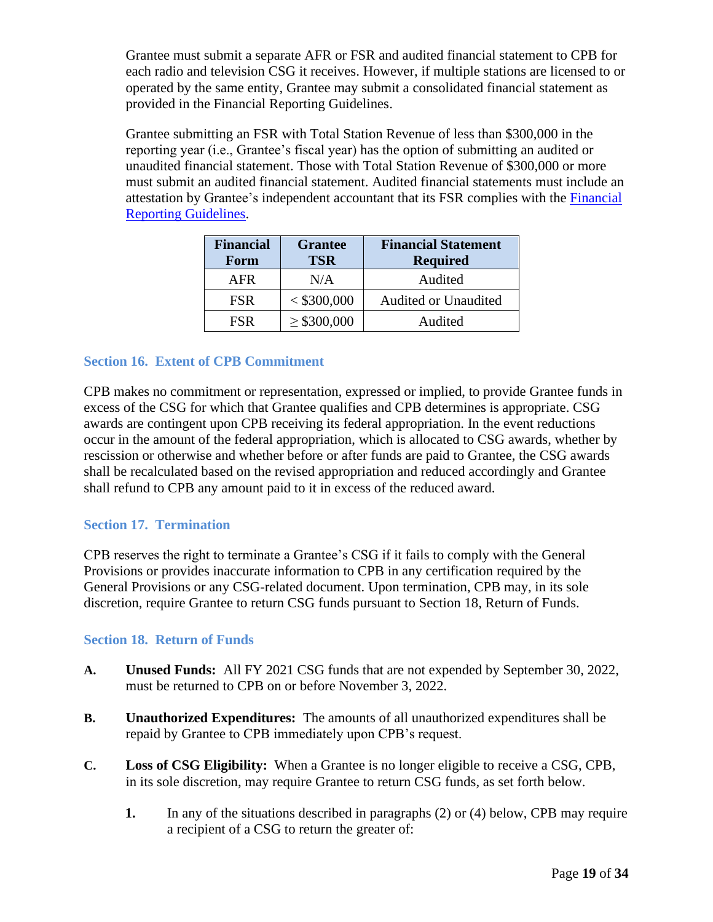Grantee must submit a separate AFR or FSR and audited financial statement to CPB for each radio and television CSG it receives. However, if multiple stations are licensed to or operated by the same entity, Grantee may submit a consolidated financial statement as provided in the Financial Reporting Guidelines.

Grantee submitting an FSR with Total Station Revenue of less than $300,000 in the reporting year (i.e., Grantee's fiscal year) has the option of submitting an audited or unaudited financial statement. Those with Total Station Revenue of $300,000 or more must submit an audited financial statement. Audited financial statements must include an attestation by Grantee's independent accountant that its FSR complies with the [Financial Reporting Guidelines](Financial Reporting Guidelines).

| Financial Form | Grantee TSR | Financial Statement Required |
|---|---|---|
| AFR | N/A | Audited |
| FSR | < $300,000 | Audited or Unaudited |
| FSR | ≥ $300,000 | Audited |

### Section 16. Extent of CPB Commitment

CPB makes no commitment or representation, expressed or implied, to provide Grantee funds in excess of the CSG for which that Grantee qualifies and CPB determines is appropriate. CSG awards are contingent upon CPB receiving its federal appropriation. In the event reductions occur in the amount of the federal appropriation, which is allocated to CSG awards, whether by rescission or otherwise and whether before or after funds are paid to Grantee, the CSG awards shall be recalculated based on the revised appropriation and reduced accordingly and Grantee shall refund to CPB any amount paid to it in excess of the reduced award.

### Section 17. Termination

CPB reserves the right to terminate a Grantee's CSG if it fails to comply with the General Provisions or provides inaccurate information to CPB in any certification required by the General Provisions or any CSG-related document. Upon termination, CPB may, in its sole discretion, require Grantee to return CSG funds pursuant to Section 18, Return of Funds.

### Section 18. Return of Funds

**A.** **Unused Funds:** All FY 2021 CSG funds that are not expended by September 30, 2022, must be returned to CPB on or before November 3, 2022.

**B.** **Unauthorized Expenditures:** The amounts of all unauthorized expenditures shall be repaid by Grantee to CPB immediately upon CPB's request.

**C.** **Loss of CSG Eligibility:** When a Grantee is no longer eligible to receive a CSG, CPB, in its sole discretion, may require Grantee to return CSG funds, as set forth below.

**1.** In any of the situations described in paragraphs (2) or (4) below, CPB may require a recipient of a CSG to return the greater of: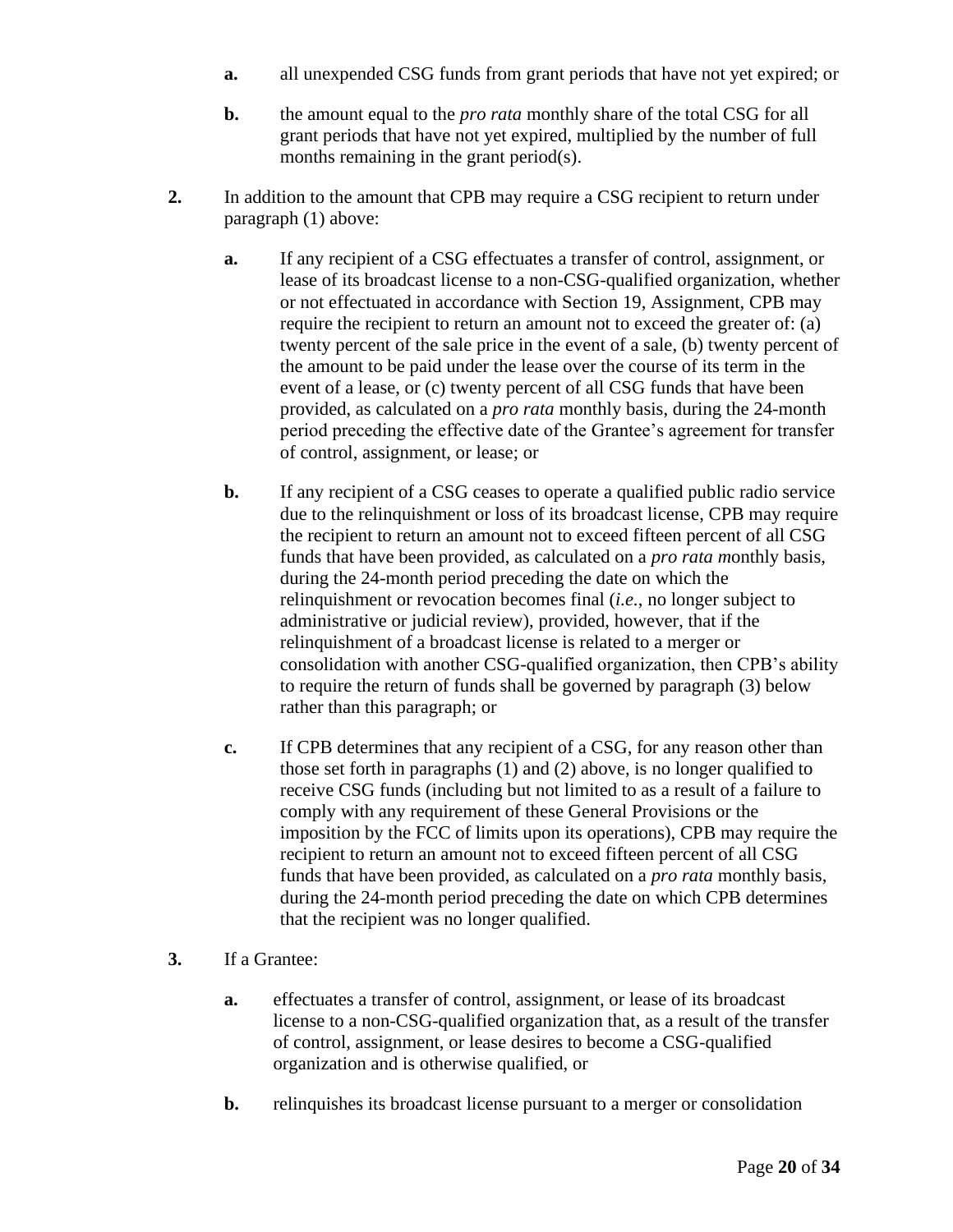**a.** all unexpended CSG funds from grant periods that have not yet expired; or

**b.** the amount equal to the *pro rata* monthly share of the total CSG for all grant periods that have not yet expired, multiplied by the number of full months remaining in the grant period(s).

**2.** In addition to the amount that CPB may require a CSG recipient to return under paragraph (1) above:

**a.** If any recipient of a CSG effectuates a transfer of control, assignment, or lease of its broadcast license to a non-CSG-qualified organization, whether or not effectuated in accordance with Section 19, Assignment, CPB may require the recipient to return an amount not to exceed the greater of: (a) twenty percent of the sale price in the event of a sale, (b) twenty percent of the amount to be paid under the lease over the course of its term in the event of a lease, or (c) twenty percent of all CSG funds that have been provided, as calculated on a *pro rata* monthly basis, during the 24-month period preceding the effective date of the Grantee's agreement for transfer of control, assignment, or lease; or

**b.** If any recipient of a CSG ceases to operate a qualified public radio service due to the relinquishment or loss of its broadcast license, CPB may require the recipient to return an amount not to exceed fifteen percent of all CSG funds that have been provided, as calculated on a *pro rata* monthly basis, during the 24-month period preceding the date on which the relinquishment or revocation becomes final (*i.e.*, no longer subject to administrative or judicial review), provided, however, that if the relinquishment of a broadcast license is related to a merger or consolidation with another CSG-qualified organization, then CPB's ability to require the return of funds shall be governed by paragraph (3) below rather than this paragraph; or

**c.** If CPB determines that any recipient of a CSG, for any reason other than those set forth in paragraphs (1) and (2) above, is no longer qualified to receive CSG funds (including but not limited to as a result of a failure to comply with any requirement of these General Provisions or the imposition by the FCC of limits upon its operations), CPB may require the recipient to return an amount not to exceed fifteen percent of all CSG funds that have been provided, as calculated on a *pro rata* monthly basis, during the 24-month period preceding the date on which CPB determines that the recipient was no longer qualified.

**3.** If a Grantee:

**a.** effectuates a transfer of control, assignment, or lease of its broadcast license to a non-CSG-qualified organization that, as a result of the transfer of control, assignment, or lease desires to become a CSG-qualified organization and is otherwise qualified, or

**b.** relinquishes its broadcast license pursuant to a merger or consolidation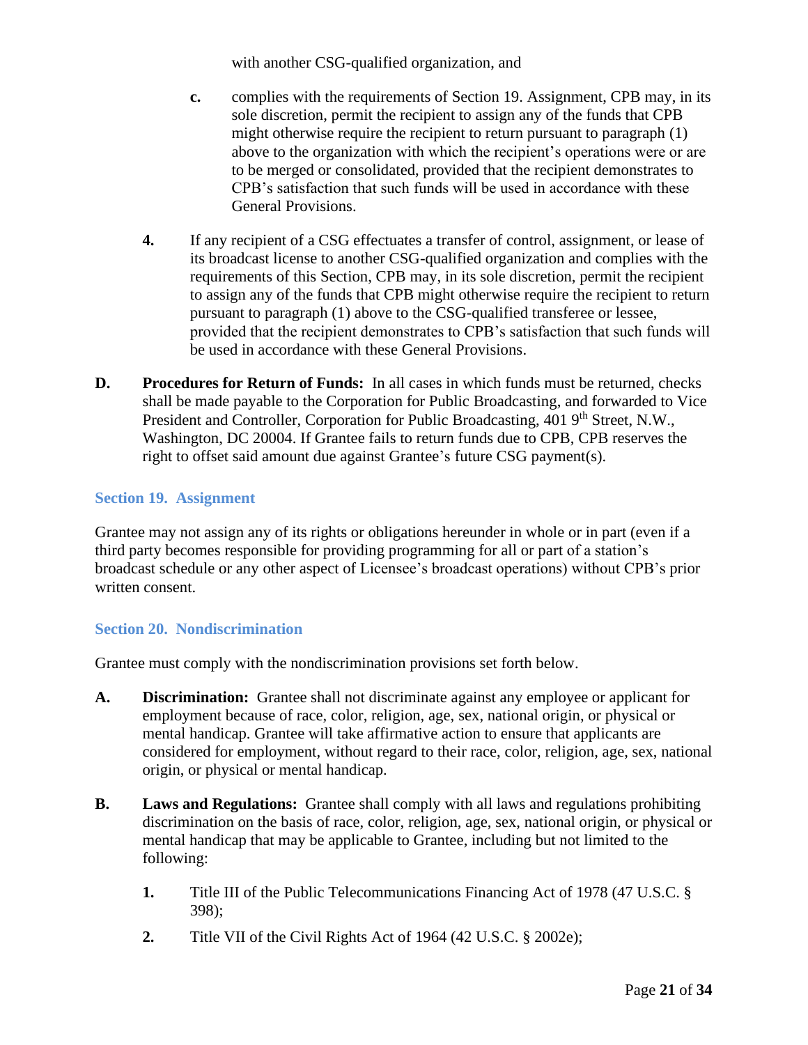with another CSG-qualified organization, and

**c.** complies with the requirements of Section 19. Assignment, CPB may, in its sole discretion, permit the recipient to assign any of the funds that CPB might otherwise require the recipient to return pursuant to paragraph (1) above to the organization with which the recipient's operations were or are to be merged or consolidated, provided that the recipient demonstrates to CPB's satisfaction that such funds will be used in accordance with these General Provisions.

**4.** If any recipient of a CSG effectuates a transfer of control, assignment, or lease of its broadcast license to another CSG-qualified organization and complies with the requirements of this Section, CPB may, in its sole discretion, permit the recipient to assign any of the funds that CPB might otherwise require the recipient to return pursuant to paragraph (1) above to the CSG-qualified transferee or lessee, provided that the recipient demonstrates to CPB's satisfaction that such funds will be used in accordance with these General Provisions.

**D.** **Procedures for Return of Funds:** In all cases in which funds must be returned, checks shall be made payable to the Corporation for Public Broadcasting, and forwarded to Vice President and Controller, Corporation for Public Broadcasting, 401 9th Street, N.W., Washington, DC 20004. If Grantee fails to return funds due to CPB, CPB reserves the right to offset said amount due against Grantee's future CSG payment(s).

### Section 19. Assignment

Grantee may not assign any of its rights or obligations hereunder in whole or in part (even if a third party becomes responsible for providing programming for all or part of a station's broadcast schedule or any other aspect of Licensee's broadcast operations) without CPB's prior written consent.

### Section 20. Nondiscrimination

Grantee must comply with the nondiscrimination provisions set forth below.

**A.** **Discrimination:** Grantee shall not discriminate against any employee or applicant for employment because of race, color, religion, age, sex, national origin, or physical or mental handicap. Grantee will take affirmative action to ensure that applicants are considered for employment, without regard to their race, color, religion, age, sex, national origin, or physical or mental handicap.

**B.** **Laws and Regulations:** Grantee shall comply with all laws and regulations prohibiting discrimination on the basis of race, color, religion, age, sex, national origin, or physical or mental handicap that may be applicable to Grantee, including but not limited to the following:

**1.** Title III of the Public Telecommunications Financing Act of 1978 (47 U.S.C. § 398);

**2.** Title VII of the Civil Rights Act of 1964 (42 U.S.C. § 2002e);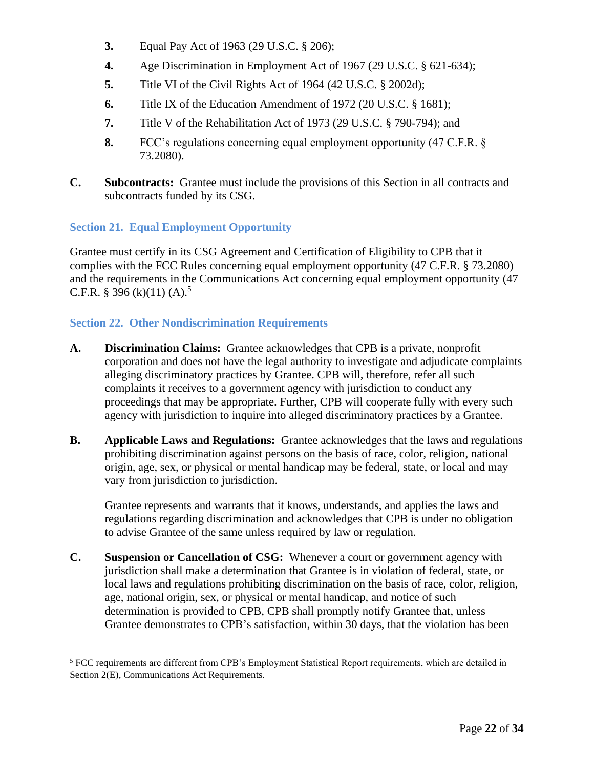3. Equal Pay Act of 1963 (29 U.S.C. § 206);
4. Age Discrimination in Employment Act of 1967 (29 U.S.C. § 621-634);
5. Title VI of the Civil Rights Act of 1964 (42 U.S.C. § 2002d);
6. Title IX of the Education Amendment of 1972 (20 U.S.C. § 1681);
7. Title V of the Rehabilitation Act of 1973 (29 U.S.C. § 790-794); and
8. FCC's regulations concerning equal employment opportunity (47 C.F.R. § 73.2080).

**C.** **Subcontracts:** Grantee must include the provisions of this Section in all contracts and subcontracts funded by its CSG.

### Section 21. Equal Employment Opportunity

Grantee must certify in its CSG Agreement and Certification of Eligibility to CPB that it complies with the FCC Rules concerning equal employment opportunity (47 C.F.R. § 73.2080) and the requirements in the Communications Act concerning equal employment opportunity (47 C.F.R. § 396 (k)(11) (A).[5]

### Section 22. Other Nondiscrimination Requirements

**A.** **Discrimination Claims:** Grantee acknowledges that CPB is a private, nonprofit corporation and does not have the legal authority to investigate and adjudicate complaints alleging discriminatory practices by Grantee. CPB will, therefore, refer all such complaints it receives to a government agency with jurisdiction to conduct any proceedings that may be appropriate. Further, CPB will cooperate fully with every such agency with jurisdiction to inquire into alleged discriminatory practices by a Grantee.

**B.** **Applicable Laws and Regulations:** Grantee acknowledges that the laws and regulations prohibiting discrimination against persons on the basis of race, color, religion, national origin, age, sex, or physical or mental handicap may be federal, state, or local and may vary from jurisdiction to jurisdiction.

Grantee represents and warrants that it knows, understands, and applies the laws and regulations regarding discrimination and acknowledges that CPB is under no obligation to advise Grantee of the same unless required by law or regulation.

**C.** **Suspension or Cancellation of CSG:** Whenever a court or government agency with jurisdiction shall make a determination that Grantee is in violation of federal, state, or local laws and regulations prohibiting discrimination on the basis of race, color, religion, age, national origin, sex, or physical or mental handicap, and notice of such determination is provided to CPB, CPB shall promptly notify Grantee that, unless Grantee demonstrates to CPB's satisfaction, within 30 days, that the violation has been

---

[5] FCC requirements are different from CPB's Employment Statistical Report requirements, which are detailed in Section 2(E), Communications Act Requirements.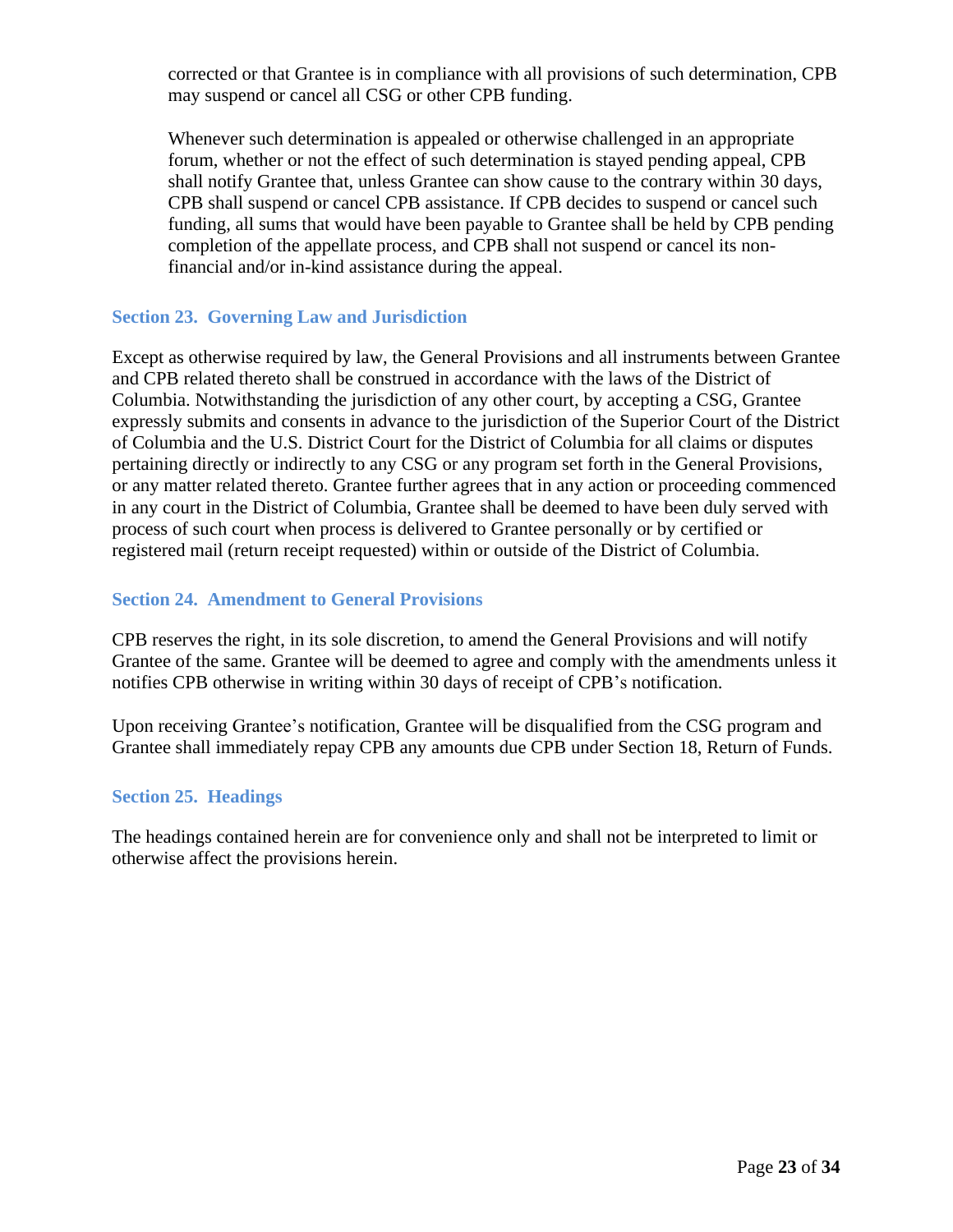corrected or that Grantee is in compliance with all provisions of such determination, CPB may suspend or cancel all CSG or other CPB funding.

Whenever such determination is appealed or otherwise challenged in an appropriate forum, whether or not the effect of such determination is stayed pending appeal, CPB shall notify Grantee that, unless Grantee can show cause to the contrary within 30 days, CPB shall suspend or cancel CPB assistance. If CPB decides to suspend or cancel such funding, all sums that would have been payable to Grantee shall be held by CPB pending completion of the appellate process, and CPB shall not suspend or cancel its non-financial and/or in-kind assistance during the appeal.

### Section 23. Governing Law and Jurisdiction

Except as otherwise required by law, the General Provisions and all instruments between Grantee and CPB related thereto shall be construed in accordance with the laws of the District of Columbia. Notwithstanding the jurisdiction of any other court, by accepting a CSG, Grantee expressly submits and consents in advance to the jurisdiction of the Superior Court of the District of Columbia and the U.S. District Court for the District of Columbia for all claims or disputes pertaining directly or indirectly to any CSG or any program set forth in the General Provisions, or any matter related thereto. Grantee further agrees that in any action or proceeding commenced in any court in the District of Columbia, Grantee shall be deemed to have been duly served with process of such court when process is delivered to Grantee personally or by certified or registered mail (return receipt requested) within or outside of the District of Columbia.

### Section 24. Amendment to General Provisions

CPB reserves the right, in its sole discretion, to amend the General Provisions and will notify Grantee of the same. Grantee will be deemed to agree and comply with the amendments unless it notifies CPB otherwise in writing within 30 days of receipt of CPB's notification.

Upon receiving Grantee's notification, Grantee will be disqualified from the CSG program and Grantee shall immediately repay CPB any amounts due CPB under Section 18, Return of Funds.

### Section 25. Headings

The headings contained herein are for convenience only and shall not be interpreted to limit or otherwise affect the provisions herein.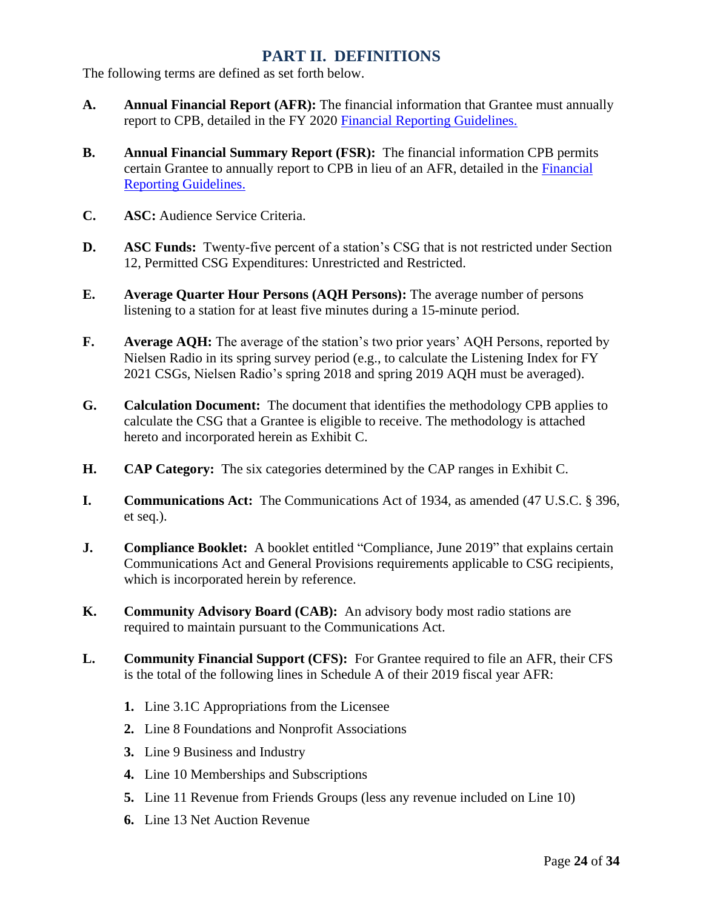## PART II. DEFINITIONS

The following terms are defined as set forth below.

**A.** **Annual Financial Report (AFR):** The financial information that Grantee must annually report to CPB, detailed in the FY 2020 [Financial Reporting Guidelines.]

**B.** **Annual Financial Summary Report (FSR):** The financial information CPB permits certain Grantee to annually report to CPB in lieu of an AFR, detailed in the [Financial Reporting Guidelines.]

**C.** **ASC:** Audience Service Criteria.

**D.** **ASC Funds:** Twenty-five percent of a station's CSG that is not restricted under Section 12, Permitted CSG Expenditures: Unrestricted and Restricted.

**E.** **Average Quarter Hour Persons (AQH Persons):** The average number of persons listening to a station for at least five minutes during a 15-minute period.

**F.** **Average AQH:** The average of the station's two prior years' AQH Persons, reported by Nielsen Radio in its spring survey period (e.g., to calculate the Listening Index for FY 2021 CSGs, Nielsen Radio's spring 2018 and spring 2019 AQH must be averaged).

**G.** **Calculation Document:** The document that identifies the methodology CPB applies to calculate the CSG that a Grantee is eligible to receive. The methodology is attached hereto and incorporated herein as Exhibit C.

**H.** **CAP Category:** The six categories determined by the CAP ranges in Exhibit C.

**I.** **Communications Act:** The Communications Act of 1934, as amended (47 U.S.C. § 396, et seq.).

**J.** **Compliance Booklet:** A booklet entitled "Compliance, June 2019" that explains certain Communications Act and General Provisions requirements applicable to CSG recipients, which is incorporated herein by reference.

**K.** **Community Advisory Board (CAB):** An advisory body most radio stations are required to maintain pursuant to the Communications Act.

**L.** **Community Financial Support (CFS):** For Grantee required to file an AFR, their CFS is the total of the following lines in Schedule A of their 2019 fiscal year AFR:

1. Line 3.1C Appropriations from the Licensee
2. Line 8 Foundations and Nonprofit Associations
3. Line 9 Business and Industry
4. Line 10 Memberships and Subscriptions
5. Line 11 Revenue from Friends Groups (less any revenue included on Line 10)
6. Line 13 Net Auction Revenue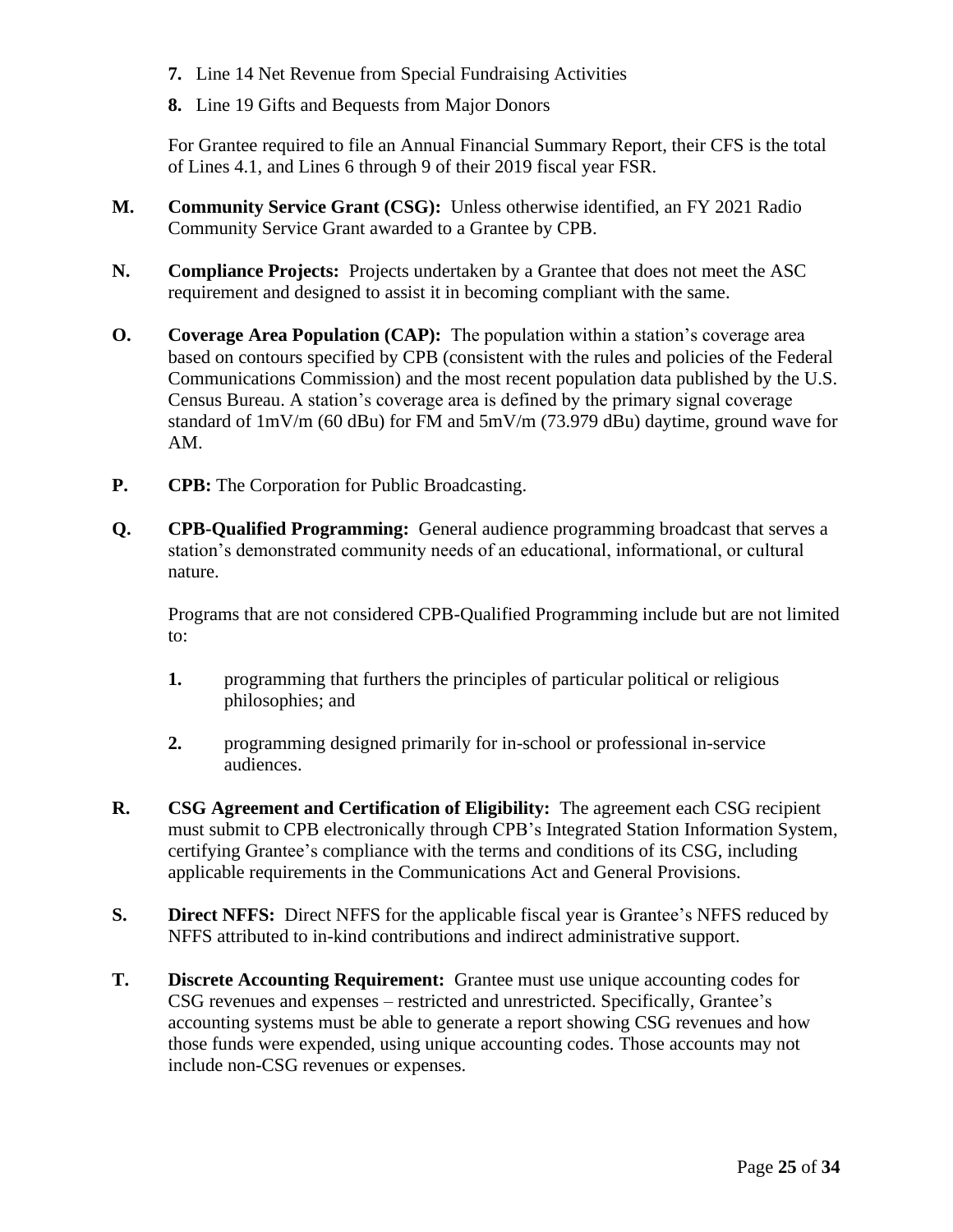7. Line 14 Net Revenue from Special Fundraising Activities
8. Line 19 Gifts and Bequests from Major Donors

For Grantee required to file an Annual Financial Summary Report, their CFS is the total of Lines 4.1, and Lines 6 through 9 of their 2019 fiscal year FSR.

**M. Community Service Grant (CSG):** Unless otherwise identified, an FY 2021 Radio Community Service Grant awarded to a Grantee by CPB.

**N. Compliance Projects:** Projects undertaken by a Grantee that does not meet the ASC requirement and designed to assist it in becoming compliant with the same.

**O. Coverage Area Population (CAP):** The population within a station's coverage area based on contours specified by CPB (consistent with the rules and policies of the Federal Communications Commission) and the most recent population data published by the U.S. Census Bureau. A station's coverage area is defined by the primary signal coverage standard of 1mV/m (60 dBu) for FM and 5mV/m (73.979 dBu) daytime, ground wave for AM.

**P. CPB:** The Corporation for Public Broadcasting.

**Q. CPB-Qualified Programming:** General audience programming broadcast that serves a station's demonstrated community needs of an educational, informational, or cultural nature.

Programs that are not considered CPB-Qualified Programming include but are not limited to:

1. programming that furthers the principles of particular political or religious philosophies; and
2. programming designed primarily for in-school or professional in-service audiences.

**R. CSG Agreement and Certification of Eligibility:** The agreement each CSG recipient must submit to CPB electronically through CPB's Integrated Station Information System, certifying Grantee's compliance with the terms and conditions of its CSG, including applicable requirements in the Communications Act and General Provisions.

**S. Direct NFFS:** Direct NFFS for the applicable fiscal year is Grantee's NFFS reduced by NFFS attributed to in-kind contributions and indirect administrative support.

**T. Discrete Accounting Requirement:** Grantee must use unique accounting codes for CSG revenues and expenses – restricted and unrestricted. Specifically, Grantee's accounting systems must be able to generate a report showing CSG revenues and how those funds were expended, using unique accounting codes. Those accounts may not include non-CSG revenues or expenses.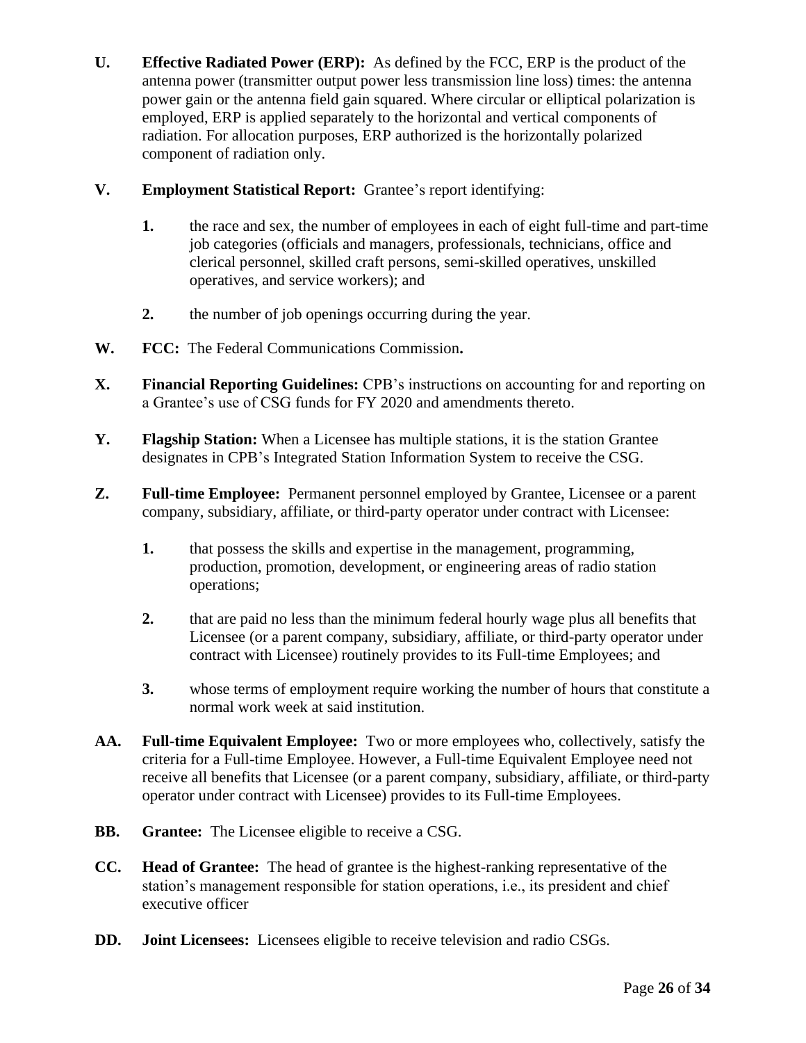**U.** **Effective Radiated Power (ERP):** As defined by the FCC, ERP is the product of the antenna power (transmitter output power less transmission line loss) times: the antenna power gain or the antenna field gain squared. Where circular or elliptical polarization is employed, ERP is applied separately to the horizontal and vertical components of radiation. For allocation purposes, ERP authorized is the horizontally polarized component of radiation only.

**V.** **Employment Statistical Report:** Grantee's report identifying:

1. the race and sex, the number of employees in each of eight full-time and part-time job categories (officials and managers, professionals, technicians, office and clerical personnel, skilled craft persons, semi-skilled operatives, unskilled operatives, and service workers); and
2. the number of job openings occurring during the year.

**W.** **FCC:** The Federal Communications Commission**.**

**X.** **Financial Reporting Guidelines:** CPB's instructions on accounting for and reporting on a Grantee's use of CSG funds for FY 2020 and amendments thereto.

**Y.** **Flagship Station:** When a Licensee has multiple stations, it is the station Grantee designates in CPB's Integrated Station Information System to receive the CSG.

**Z.** **Full-time Employee:** Permanent personnel employed by Grantee, Licensee or a parent company, subsidiary, affiliate, or third-party operator under contract with Licensee:

1. that possess the skills and expertise in the management, programming, production, promotion, development, or engineering areas of radio station operations;
2. that are paid no less than the minimum federal hourly wage plus all benefits that Licensee (or a parent company, subsidiary, affiliate, or third-party operator under contract with Licensee) routinely provides to its Full-time Employees; and
3. whose terms of employment require working the number of hours that constitute a normal work week at said institution.

**AA.** **Full-time Equivalent Employee:** Two or more employees who, collectively, satisfy the criteria for a Full-time Employee. However, a Full-time Equivalent Employee need not receive all benefits that Licensee (or a parent company, subsidiary, affiliate, or third-party operator under contract with Licensee) provides to its Full-time Employees.

**BB.** **Grantee:** The Licensee eligible to receive a CSG.

**CC.** **Head of Grantee:** The head of grantee is the highest-ranking representative of the station's management responsible for station operations, i.e., its president and chief executive officer

**DD.** **Joint Licensees:** Licensees eligible to receive television and radio CSGs.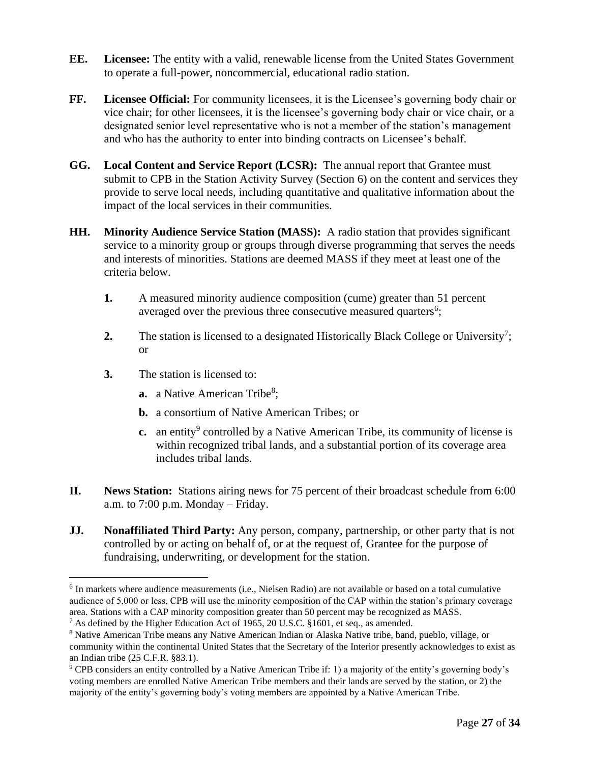**EE. Licensee:** The entity with a valid, renewable license from the United States Government to operate a full-power, noncommercial, educational radio station.

**FF. Licensee Official:** For community licensees, it is the Licensee's governing body chair or vice chair; for other licensees, it is the licensee's governing body chair or vice chair, or a designated senior level representative who is not a member of the station's management and who has the authority to enter into binding contracts on Licensee's behalf.

**GG. Local Content and Service Report (LCSR):** The annual report that Grantee must submit to CPB in the Station Activity Survey (Section 6) on the content and services they provide to serve local needs, including quantitative and qualitative information about the impact of the local services in their communities.

**HH. Minority Audience Service Station (MASS):** A radio station that provides significant service to a minority group or groups through diverse programming that serves the needs and interests of minorities. Stations are deemed MASS if they meet at least one of the criteria below.

> **1.** A measured minority audience composition (cume) greater than 51 percent averaged over the previous three consecutive measured quarters[6];
>
> **2.** The station is licensed to a designated Historically Black College or University[7]; or
>
> **3.** The station is licensed to:
>
> > **a.** a Native American Tribe[8];
> >
> > **b.** a consortium of Native American Tribes; or
> >
> > **c.** an entity[9] controlled by a Native American Tribe, its community of license is within recognized tribal lands, and a substantial portion of its coverage area includes tribal lands.

**II. News Station:** Stations airing news for 75 percent of their broadcast schedule from 6:00 a.m. to 7:00 p.m. Monday – Friday.

**JJ. Nonaffiliated Third Party:** Any person, company, partnership, or other party that is not controlled by or acting on behalf of, or at the request of, Grantee for the purpose of fundraising, underwriting, or development for the station.

---

[6] In markets where audience measurements (i.e., Nielsen Radio) are not available or based on a total cumulative audience of 5,000 or less, CPB will use the minority composition of the CAP within the station's primary coverage area. Stations with a CAP minority composition greater than 50 percent may be recognized as MASS.

[7] As defined by the Higher Education Act of 1965, 20 U.S.C. §1601, et seq., as amended.

[8] Native American Tribe means any Native American Indian or Alaska Native tribe, band, pueblo, village, or community within the continental United States that the Secretary of the Interior presently acknowledges to exist as an Indian tribe (25 C.F.R. §83.1).

[9] CPB considers an entity controlled by a Native American Tribe if: 1) a majority of the entity's governing body's voting members are enrolled Native American Tribe members and their lands are served by the station, or 2) the majority of the entity's governing body's voting members are appointed by a Native American Tribe.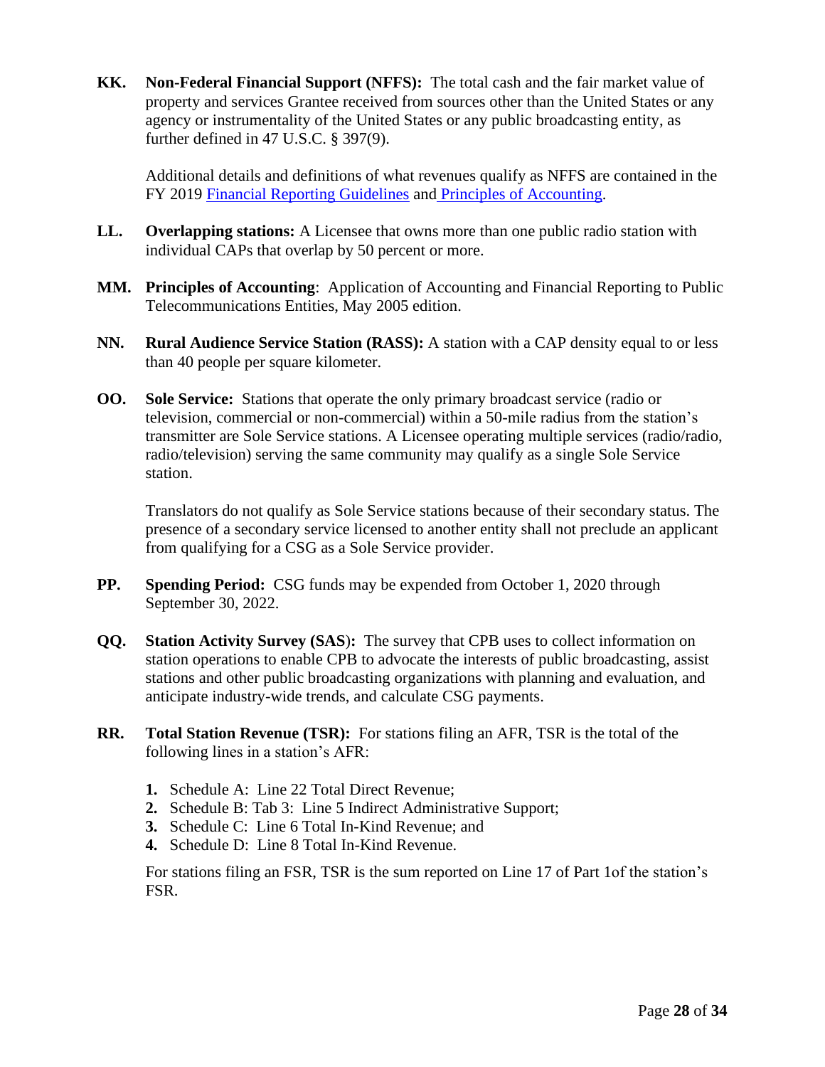**KK. Non-Federal Financial Support (NFFS):** The total cash and the fair market value of property and services Grantee received from sources other than the United States or any agency or instrumentality of the United States or any public broadcasting entity, as further defined in 47 U.S.C. § 397(9).

Additional details and definitions of what revenues qualify as NFFS are contained in the FY 2019 Financial Reporting Guidelines and Principles of Accounting.

**LL. Overlapping stations:** A Licensee that owns more than one public radio station with individual CAPs that overlap by 50 percent or more.

**MM. Principles of Accounting**: Application of Accounting and Financial Reporting to Public Telecommunications Entities, May 2005 edition.

**NN. Rural Audience Service Station (RASS):** A station with a CAP density equal to or less than 40 people per square kilometer.

**OO. Sole Service:** Stations that operate the only primary broadcast service (radio or television, commercial or non-commercial) within a 50-mile radius from the station's transmitter are Sole Service stations. A Licensee operating multiple services (radio/radio, radio/television) serving the same community may qualify as a single Sole Service station.

Translators do not qualify as Sole Service stations because of their secondary status. The presence of a secondary service licensed to another entity shall not preclude an applicant from qualifying for a CSG as a Sole Service provider.

**PP. Spending Period:** CSG funds may be expended from October 1, 2020 through September 30, 2022.

**QQ. Station Activity Survey (SAS):** The survey that CPB uses to collect information on station operations to enable CPB to advocate the interests of public broadcasting, assist stations and other public broadcasting organizations with planning and evaluation, and anticipate industry-wide trends, and calculate CSG payments.

**RR. Total Station Revenue (TSR):** For stations filing an AFR, TSR is the total of the following lines in a station's AFR:

1. Schedule A: Line 22 Total Direct Revenue;
2. Schedule B: Tab 3: Line 5 Indirect Administrative Support;
3. Schedule C: Line 6 Total In-Kind Revenue; and
4. Schedule D: Line 8 Total In-Kind Revenue.

For stations filing an FSR, TSR is the sum reported on Line 17 of Part 1of the station's FSR.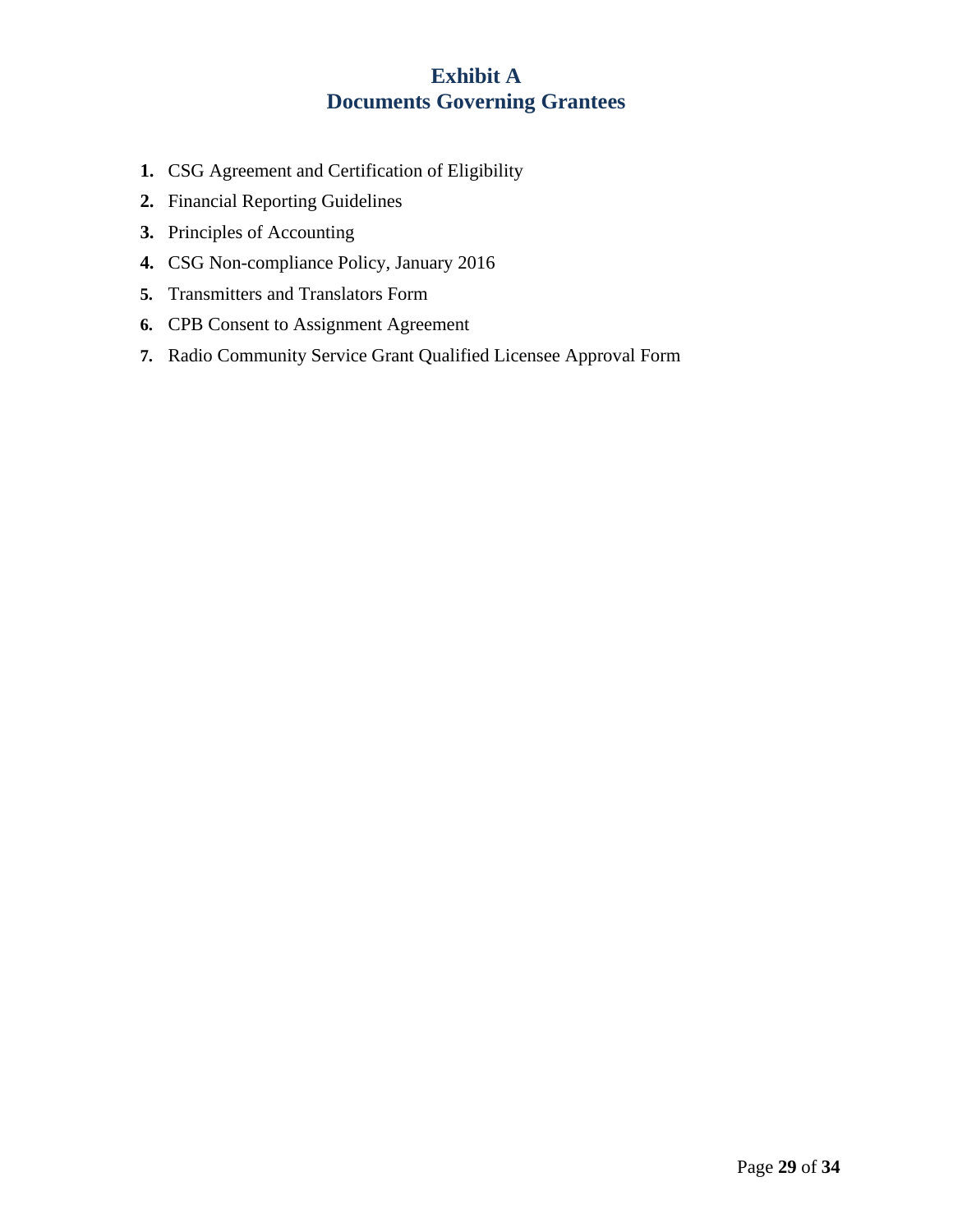# Exhibit A
# Documents Governing Grantees

1. CSG Agreement and Certification of Eligibility
2. Financial Reporting Guidelines
3. Principles of Accounting
4. CSG Non-compliance Policy, January 2016
5. Transmitters and Translators Form
6. CPB Consent to Assignment Agreement
7. Radio Community Service Grant Qualified Licensee Approval Form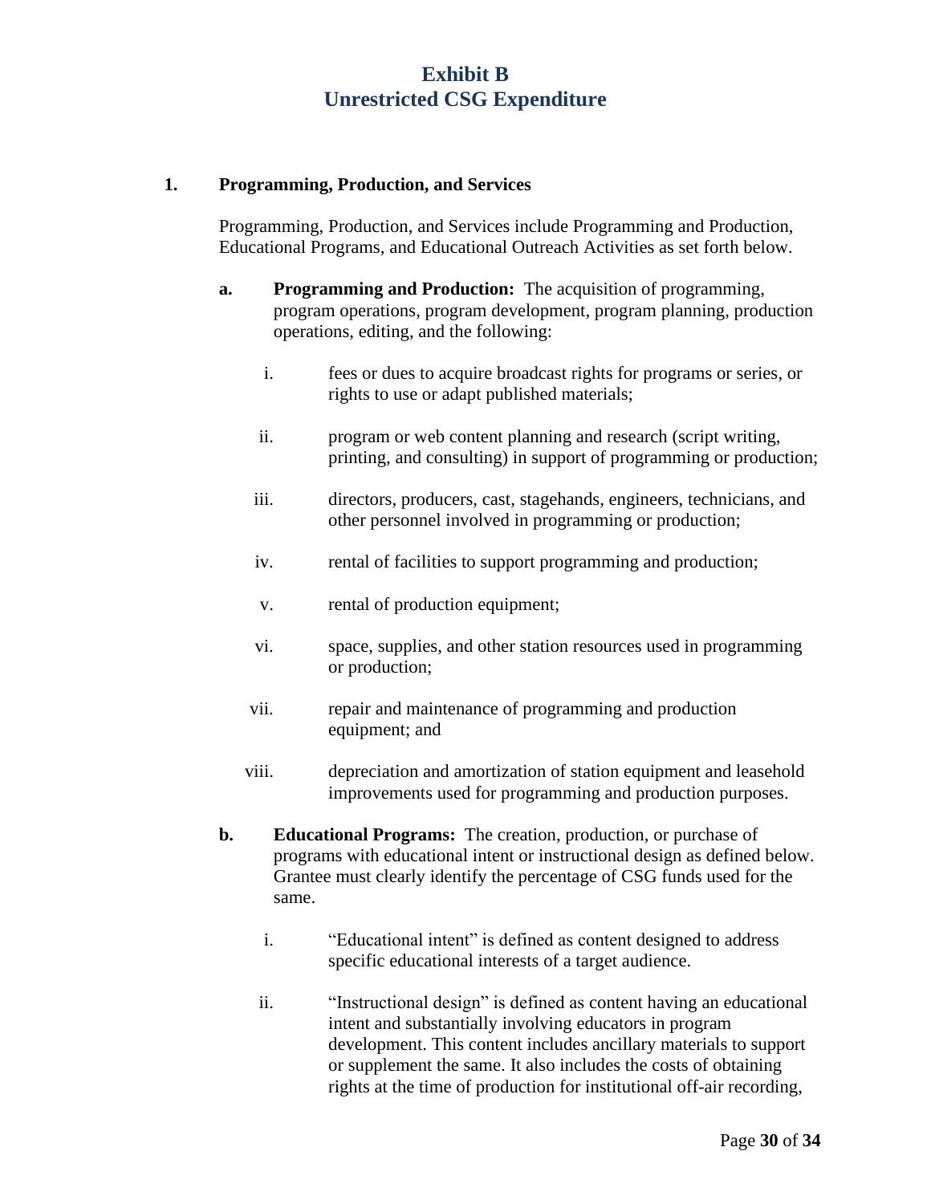# Exhibit B
# Unrestricted CSG Expenditure

**1. Programming, Production, and Services**

Programming, Production, and Services include Programming and Production, Educational Programs, and Educational Outreach Activities as set forth below.

**a. Programming and Production:** The acquisition of programming, program operations, program development, program planning, production operations, editing, and the following:

i. fees or dues to acquire broadcast rights for programs or series, or rights to use or adapt published materials;

ii. program or web content planning and research (script writing, printing, and consulting) in support of programming or production;

iii. directors, producers, cast, stagehands, engineers, technicians, and other personnel involved in programming or production;

iv. rental of facilities to support programming and production;

v. rental of production equipment;

vi. space, supplies, and other station resources used in programming or production;

vii. repair and maintenance of programming and production equipment; and

viii. depreciation and amortization of station equipment and leasehold improvements used for programming and production purposes.

**b. Educational Programs:** The creation, production, or purchase of programs with educational intent or instructional design as defined below. Grantee must clearly identify the percentage of CSG funds used for the same.

i. "Educational intent" is defined as content designed to address specific educational interests of a target audience.

ii. "Instructional design" is defined as content having an educational intent and substantially involving educators in program development. This content includes ancillary materials to support or supplement the same. It also includes the costs of obtaining rights at the time of production for institutional off-air recording,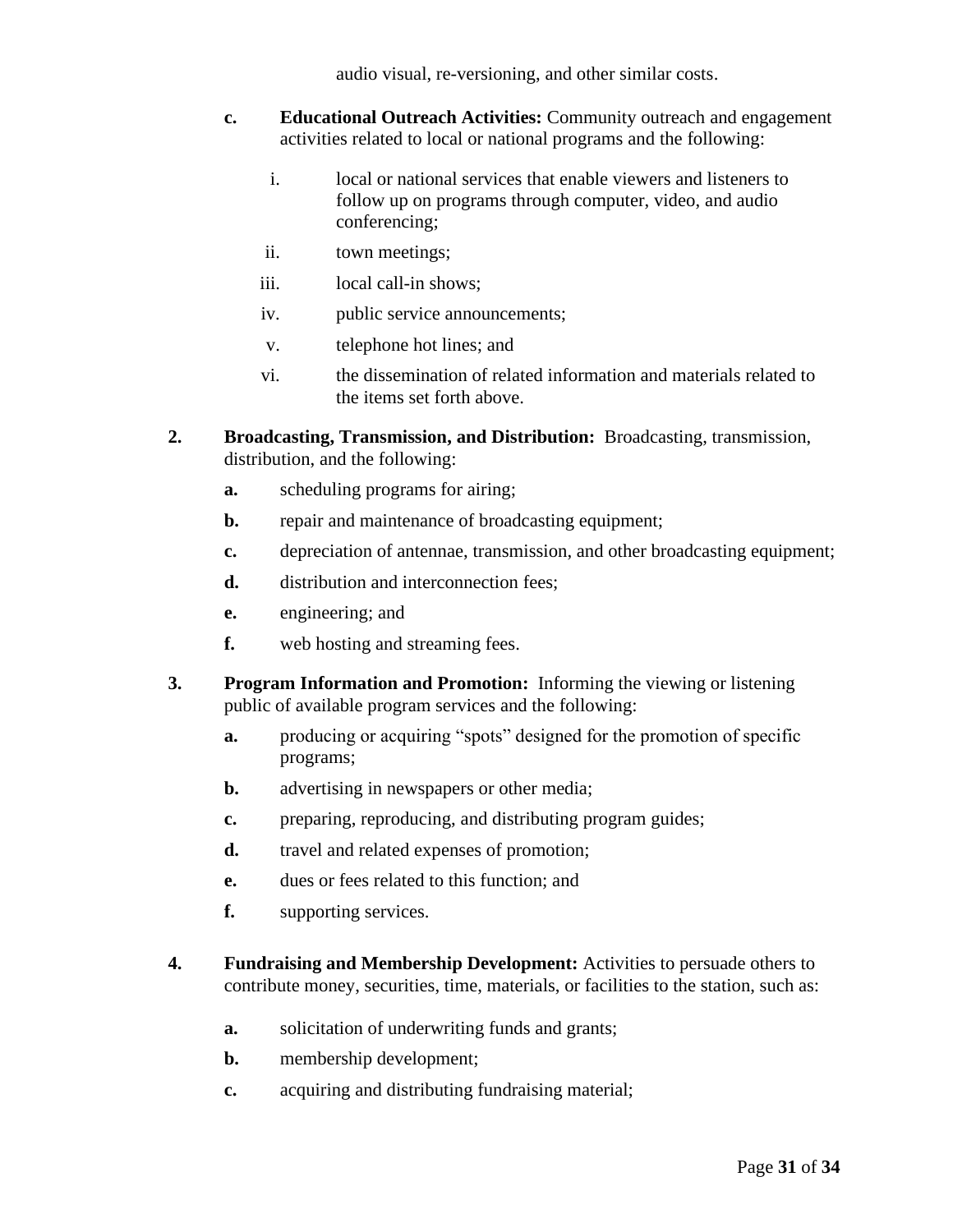audio visual, re-versioning, and other similar costs.

c. **Educational Outreach Activities:** Community outreach and engagement activities related to local or national programs and the following:

   i. local or national services that enable viewers and listeners to follow up on programs through computer, video, and audio conferencing;

   ii. town meetings;

   iii. local call-in shows;

   iv. public service announcements;

   v. telephone hot lines; and

   vi. the dissemination of related information and materials related to the items set forth above.

2. **Broadcasting, Transmission, and Distribution:** Broadcasting, transmission, distribution, and the following:

   **a.** scheduling programs for airing;

   **b.** repair and maintenance of broadcasting equipment;

   **c.** depreciation of antennae, transmission, and other broadcasting equipment;

   **d.** distribution and interconnection fees;

   **e.** engineering; and

   **f.** web hosting and streaming fees.

3. **Program Information and Promotion:** Informing the viewing or listening public of available program services and the following:

   **a.** producing or acquiring "spots" designed for the promotion of specific programs;

   **b.** advertising in newspapers or other media;

   **c.** preparing, reproducing, and distributing program guides;

   **d.** travel and related expenses of promotion;

   **e.** dues or fees related to this function; and

   **f.** supporting services.

4. **Fundraising and Membership Development:** Activities to persuade others to contribute money, securities, time, materials, or facilities to the station, such as:

   **a.** solicitation of underwriting funds and grants;

   **b.** membership development;

   **c.** acquiring and distributing fundraising material;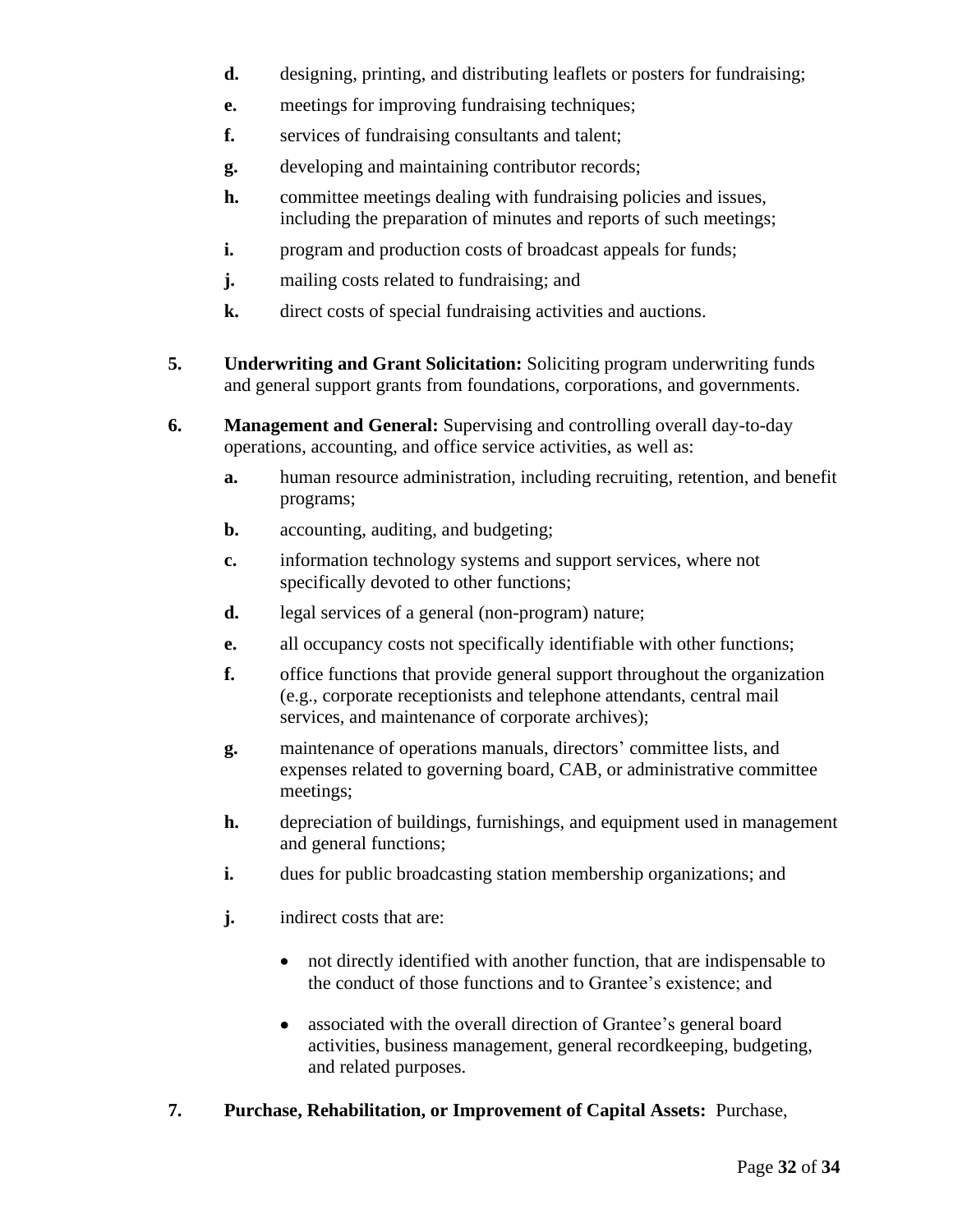- **d.** designing, printing, and distributing leaflets or posters for fundraising;
- **e.** meetings for improving fundraising techniques;
- **f.** services of fundraising consultants and talent;
- **g.** developing and maintaining contributor records;
- **h.** committee meetings dealing with fundraising policies and issues, including the preparation of minutes and reports of such meetings;
- **i.** program and production costs of broadcast appeals for funds;
- **j.** mailing costs related to fundraising; and
- **k.** direct costs of special fundraising activities and auctions.

**5.** **Underwriting and Grant Solicitation:** Soliciting program underwriting funds and general support grants from foundations, corporations, and governments.

**6.** **Management and General:** Supervising and controlling overall day-to-day operations, accounting, and office service activities, as well as:

- **a.** human resource administration, including recruiting, retention, and benefit programs;
- **b.** accounting, auditing, and budgeting;
- **c.** information technology systems and support services, where not specifically devoted to other functions;
- **d.** legal services of a general (non-program) nature;
- **e.** all occupancy costs not specifically identifiable with other functions;
- **f.** office functions that provide general support throughout the organization (e.g., corporate receptionists and telephone attendants, central mail services, and maintenance of corporate archives);
- **g.** maintenance of operations manuals, directors' committee lists, and expenses related to governing board, CAB, or administrative committee meetings;
- **h.** depreciation of buildings, furnishings, and equipment used in management and general functions;
- **i.** dues for public broadcasting station membership organizations; and
- **j.** indirect costs that are:
  - not directly identified with another function, that are indispensable to the conduct of those functions and to Grantee's existence; and
  - associated with the overall direction of Grantee's general board activities, business management, general recordkeeping, budgeting, and related purposes.

**7.** **Purchase, Rehabilitation, or Improvement of Capital Assets:** Purchase,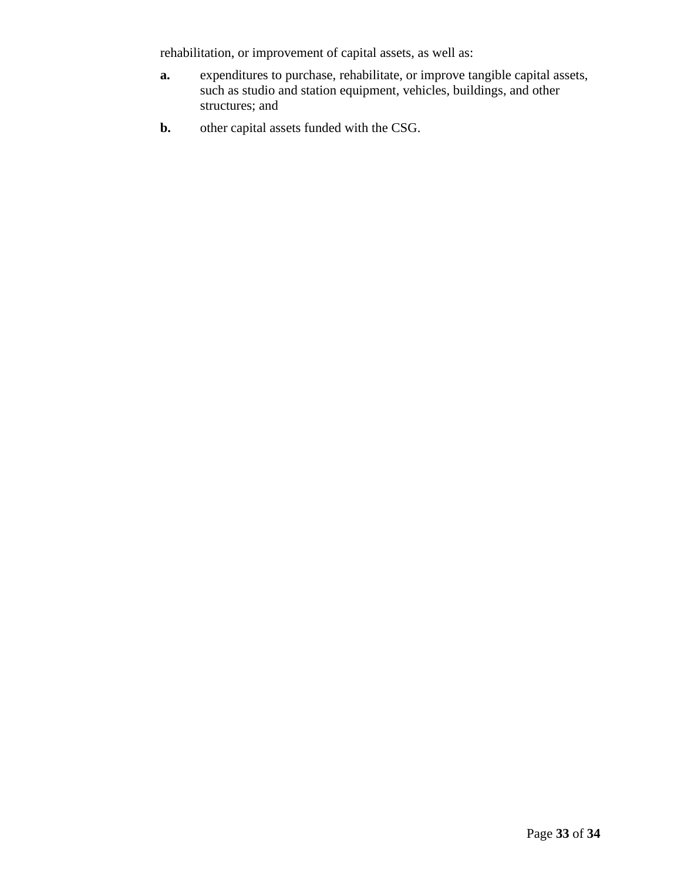rehabilitation, or improvement of capital assets, as well as:

**a.** expenditures to purchase, rehabilitate, or improve tangible capital assets, such as studio and station equipment, vehicles, buildings, and other structures; and

**b.** other capital assets funded with the CSG.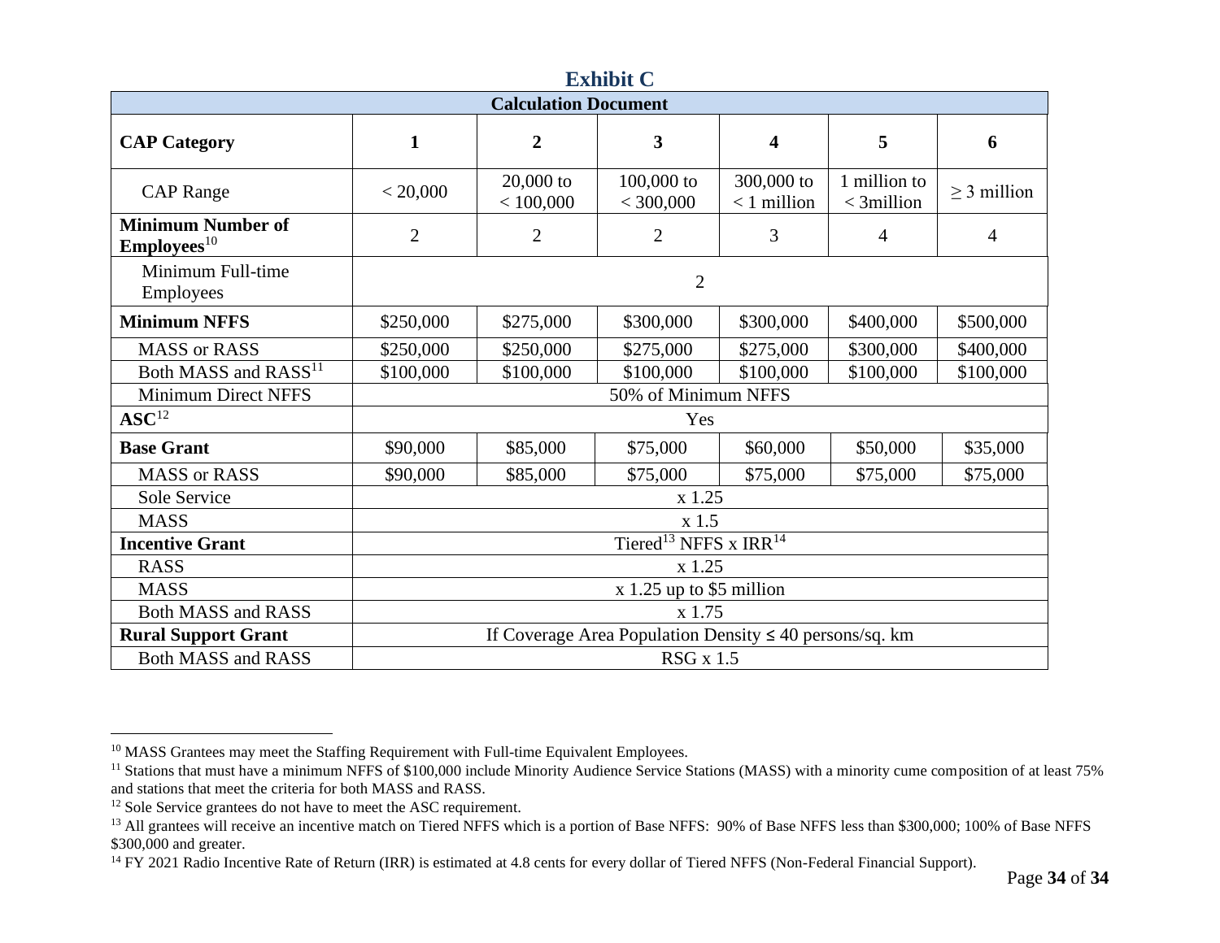## Exhibit C

| Calculation Document | | | | | | |
|---|---|---|---|---|---|---|
| **CAP Category** | **1** | **2** | **3** | **4** | **5** | **6** |
| CAP Range | < 20,000 | 20,000 to < 100,000 | 100,000 to < 300,000 | 300,000 to < 1 million | 1 million to < 3million | ≥ 3 million |
| **Minimum Number of Employees**[10] | 2 | 2 | 2 | 3 | 4 | 4 |
| Minimum Full-time Employees | 2 | | | | | |
| **Minimum NFFS** | $250,000 | $275,000 | $300,000 | $300,000 | $400,000 | $500,000 |
| MASS or RASS | $250,000 | $250,000 | $275,000 | $275,000 | $300,000 | $400,000 |
| Both MASS and RASS[11] | $100,000 | $100,000 | $100,000 | $100,000 | $100,000 | $100,000 |
| Minimum Direct NFFS | 50% of Minimum NFFS | | | | | |
| **ASC**[12] | Yes | | | | | |
| **Base Grant** | $90,000 | $85,000 | $75,000 | $60,000 | $50,000 | $35,000 |
| MASS or RASS | $90,000 | $85,000 | $75,000 | $75,000 | $75,000 | $75,000 |
| Sole Service | x 1.25 | | | | | |
| MASS | x 1.5 | | | | | |
| **Incentive Grant** | Tiered[13] NFFS x IRR[14] | | | | | |
| RASS | x 1.25 | | | | | |
| MASS | x 1.25 up to $5 million | | | | | |
| Both MASS and RASS | x 1.75 | | | | | |
| **Rural Support Grant** | If Coverage Area Population Density ≤ 40 persons/sq. km | | | | | |
| Both MASS and RASS | RSG x 1.5 | | | | | |

[10] MASS Grantees may meet the Staffing Requirement with Full-time Equivalent Employees.

[11] Stations that must have a minimum NFFS of $100,000 include Minority Audience Service Stations (MASS) with a minority cume composition of at least 75% and stations that meet the criteria for both MASS and RASS.

[12] Sole Service grantees do not have to meet the ASC requirement.

[13] All grantees will receive an incentive match on Tiered NFFS which is a portion of Base NFFS: 90% of Base NFFS less than $300,000; 100% of Base NFFS $300,000 and greater.

[14] FY 2021 Radio Incentive Rate of Return (IRR) is estimated at 4.8 cents for every dollar of Tiered NFFS (Non-Federal Financial Support).